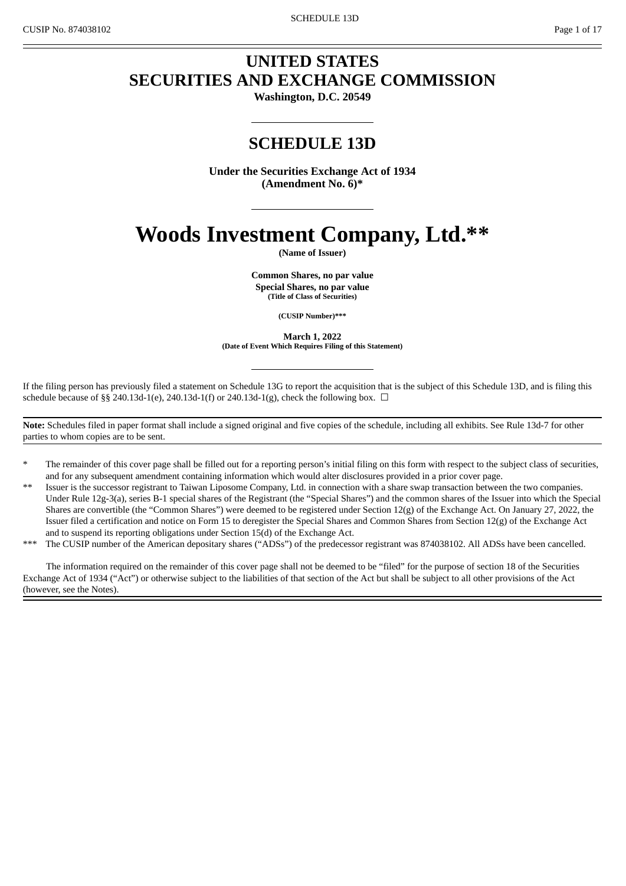# UNITED STATES
# SECURITIES AND EXCHANGE COMMISSION

**Washington, D.C. 20549**

---

## SCHEDULE 13D

**Under the Securities Exchange Act of 1934**
**(Amendment No. 6)***

---

# Woods Investment Company, Ltd.**

**(Name of Issuer)**

**Common Shares, no par value**
**Special Shares, no par value**
**(Title of Class of Securities)**

**(CUSIP Number)*****

**March 1, 2022**
**(Date of Event Which Requires Filing of this Statement)**

---

If the filing person has previously filed a statement on Schedule 13G to report the acquisition that is the subject of this Schedule 13D, and is filing this schedule because of §§ 240.13d-1(e), 240.13d-1(f) or 240.13d-1(g), check the following box. ☐

**Note:** Schedules filed in paper format shall include a signed original and five copies of the schedule, including all exhibits. See Rule 13d-7 for other parties to whom copies are to be sent.

\* The remainder of this cover page shall be filled out for a reporting person's initial filing on this form with respect to the subject class of securities, and for any subsequent amendment containing information which would alter disclosures provided in a prior cover page.

** Issuer is the successor registrant to Taiwan Liposome Company, Ltd. in connection with a share swap transaction between the two companies. Under Rule 12g-3(a), series B-1 special shares of the Registrant (the "Special Shares") and the common shares of the Issuer into which the Special Shares are convertible (the "Common Shares") were deemed to be registered under Section 12(g) of the Exchange Act. On January 27, 2022, the Issuer filed a certification and notice on Form 15 to deregister the Special Shares and Common Shares from Section 12(g) of the Exchange Act and to suspend its reporting obligations under Section 15(d) of the Exchange Act.

*** The CUSIP number of the American depositary shares ("ADSs") of the predecessor registrant was 874038102. All ADSs have been cancelled.

The information required on the remainder of this cover page shall not be deemed to be "filed" for the purpose of section 18 of the Securities Exchange Act of 1934 ("Act") or otherwise subject to the liabilities of that section of the Act but shall be subject to all other provisions of the Act (however, see the Notes).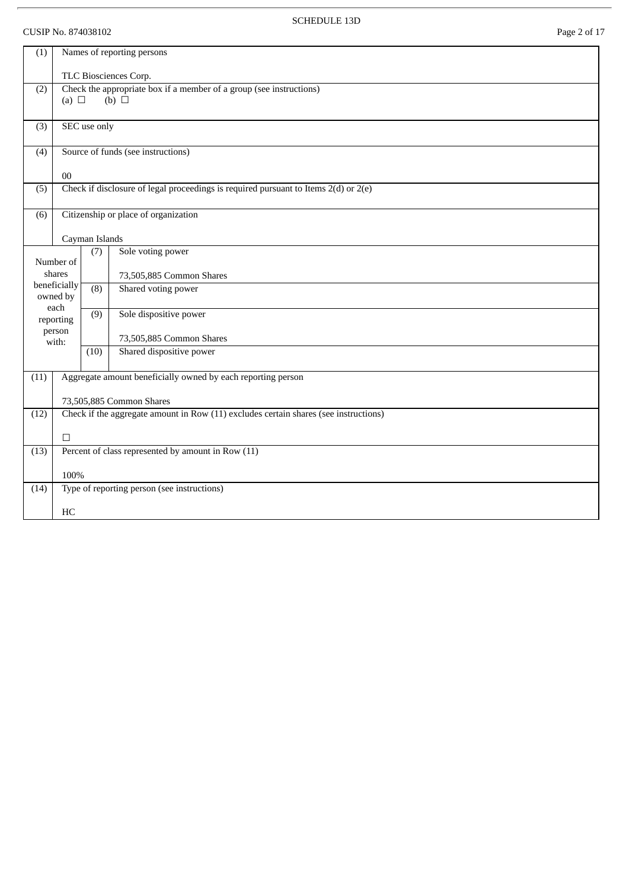SCHEDULE 13D

CUSIP No. 874038102

| (1) | Names of reporting persons<br><br>TLC Biosciences Corp. | | |
|---|---|---|---|
| (2) | Check the appropriate box if a member of a group (see instructions)<br>(a) ☐ (b) ☐ | | |
| (3) | SEC use only | | |
| (4) | Source of funds (see instructions)<br><br>00 | | |
| (5) | Check if disclosure of legal proceedings is required pursuant to Items 2(d) or 2(e) | | |
| (6) | Citizenship or place of organization<br><br>Cayman Islands | | |
| Number of shares beneficially owned by each reporting person with: | (7) | Sole voting power<br><br>73,505,885 Common Shares | |
| | (8) | Shared voting power | |
| | (9) | Sole dispositive power<br><br>73,505,885 Common Shares | |
| | (10) | Shared dispositive power | |
| (11) | Aggregate amount beneficially owned by each reporting person<br><br>73,505,885 Common Shares | | |
| (12) | Check if the aggregate amount in Row (11) excludes certain shares (see instructions)<br><br>☐ | | |
| (13) | Percent of class represented by amount in Row (11)<br><br>100% | | |
| (14) | Type of reporting person (see instructions)<br><br>HC | | |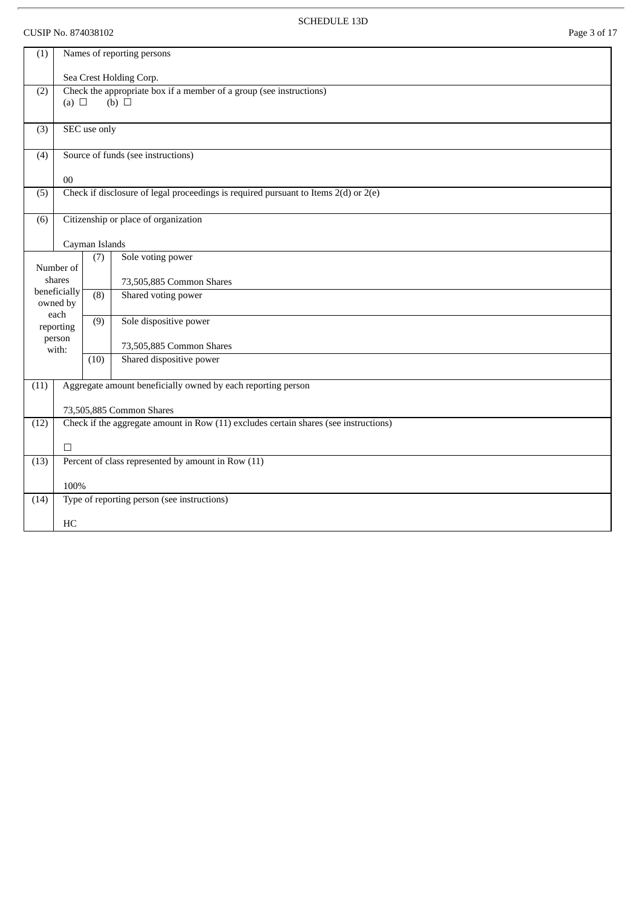SCHEDULE 13D

CUSIP No. 874038102

| (1) | Names of reporting persons<br><br>Sea Crest Holding Corp. | | |
|---|---|---|---|
| (2) | Check the appropriate box if a member of a group (see instructions)<br>(a) ☐ (b) ☐ | | |
| (3) | SEC use only | | |
| (4) | Source of funds (see instructions)<br><br>00 | | |
| (5) | Check if disclosure of legal proceedings is required pursuant to Items 2(d) or 2(e) | | |
| (6) | Citizenship or place of organization<br><br>Cayman Islands | | |
| Number of shares beneficially owned by each reporting person with: | | (7) | Sole voting power<br><br>73,505,885 Common Shares |
| | | (8) | Shared voting power |
| | | (9) | Sole dispositive power<br><br>73,505,885 Common Shares |
| | | (10) | Shared dispositive power |
| (11) | Aggregate amount beneficially owned by each reporting person<br><br>73,505,885 Common Shares | | |
| (12) | Check if the aggregate amount in Row (11) excludes certain shares (see instructions)<br><br>☐ | | |
| (13) | Percent of class represented by amount in Row (11)<br><br>100% | | |
| (14) | Type of reporting person (see instructions)<br><br>HC | | |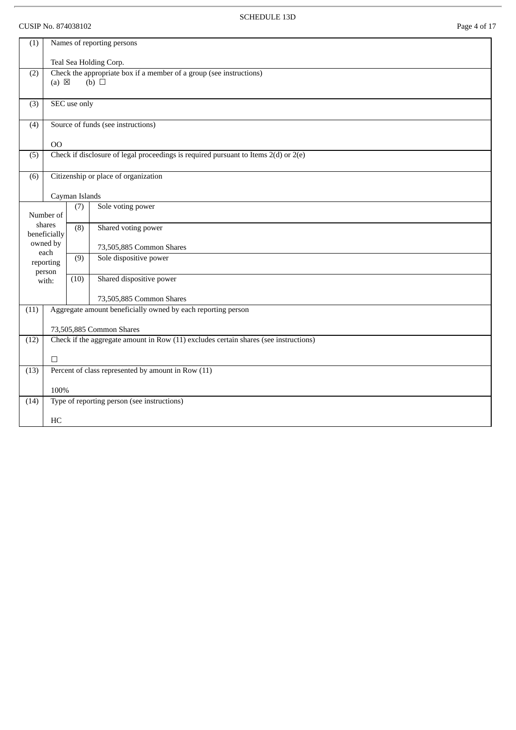SCHEDULE 13D

CUSIP No. 874038102

| (1) | Names of reporting persons<br><br>Teal Sea Holding Corp. | | |
|---|---|---|---|
| (2) | Check the appropriate box if a member of a group (see instructions)<br>(a) ☒ (b) ☐ | | |
| (3) | SEC use only | | |
| (4) | Source of funds (see instructions)<br><br>OO | | |
| (5) | Check if disclosure of legal proceedings is required pursuant to Items 2(d) or 2(e) | | |
| (6) | Citizenship or place of organization<br><br>Cayman Islands | | |
| Number of shares beneficially owned by each reporting person with: | (7) | Sole voting power | |
| | (8) | Shared voting power<br><br>73,505,885 Common Shares | |
| | (9) | Sole dispositive power | |
| | (10) | Shared dispositive power<br><br>73,505,885 Common Shares | |
| (11) | Aggregate amount beneficially owned by each reporting person<br><br>73,505,885 Common Shares | | |
| (12) | Check if the aggregate amount in Row (11) excludes certain shares (see instructions)<br><br>☐ | | |
| (13) | Percent of class represented by amount in Row (11)<br><br>100% | | |
| (14) | Type of reporting person (see instructions)<br><br>HC | | |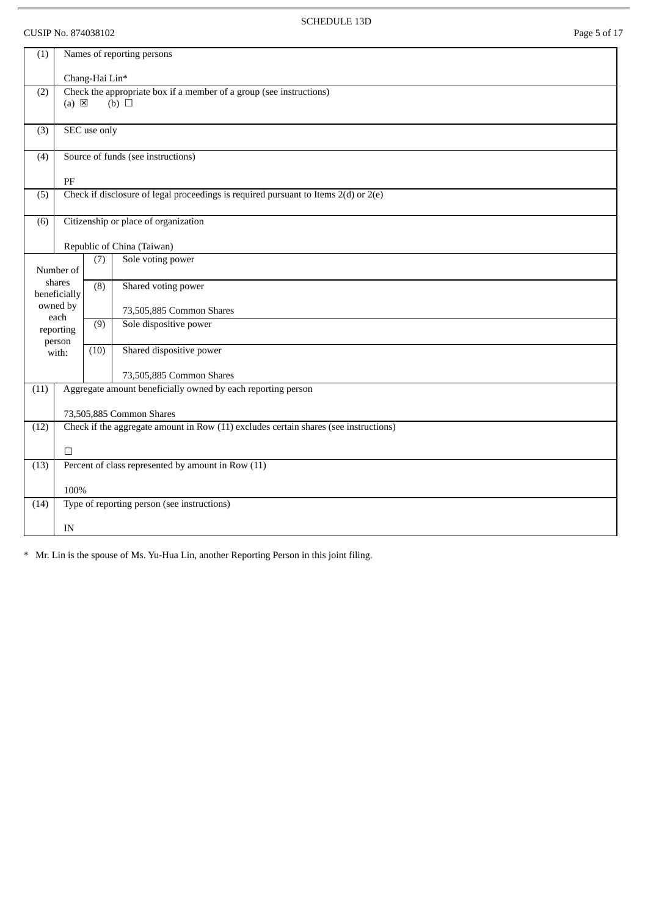SCHEDULE 13D

CUSIP No. 874038102

| (1) | Names of reporting persons<br><br>Chang-Hai Lin* | | |
|---|---|---|---|
| (2) | Check the appropriate box if a member of a group (see instructions)<br>(a) ☒ (b) ☐ | | |
| (3) | SEC use only | | |
| (4) | Source of funds (see instructions)<br><br>PF | | |
| (5) | Check if disclosure of legal proceedings is required pursuant to Items 2(d) or 2(e) | | |
| (6) | Citizenship or place of organization<br><br>Republic of China (Taiwan) | | |
| Number of shares beneficially owned by each reporting person with: | (7) | Sole voting power | |
| | (8) | Shared voting power<br><br>73,505,885 Common Shares | |
| | (9) | Sole dispositive power | |
| | (10) | Shared dispositive power<br><br>73,505,885 Common Shares | |
| (11) | Aggregate amount beneficially owned by each reporting person<br><br>73,505,885 Common Shares | | |
| (12) | Check if the aggregate amount in Row (11) excludes certain shares (see instructions)<br><br>☐ | | |
| (13) | Percent of class represented by amount in Row (11)<br><br>100% | | |
| (14) | Type of reporting person (see instructions)<br><br>IN | | |

\* Mr. Lin is the spouse of Ms. Yu-Hua Lin, another Reporting Person in this joint filing.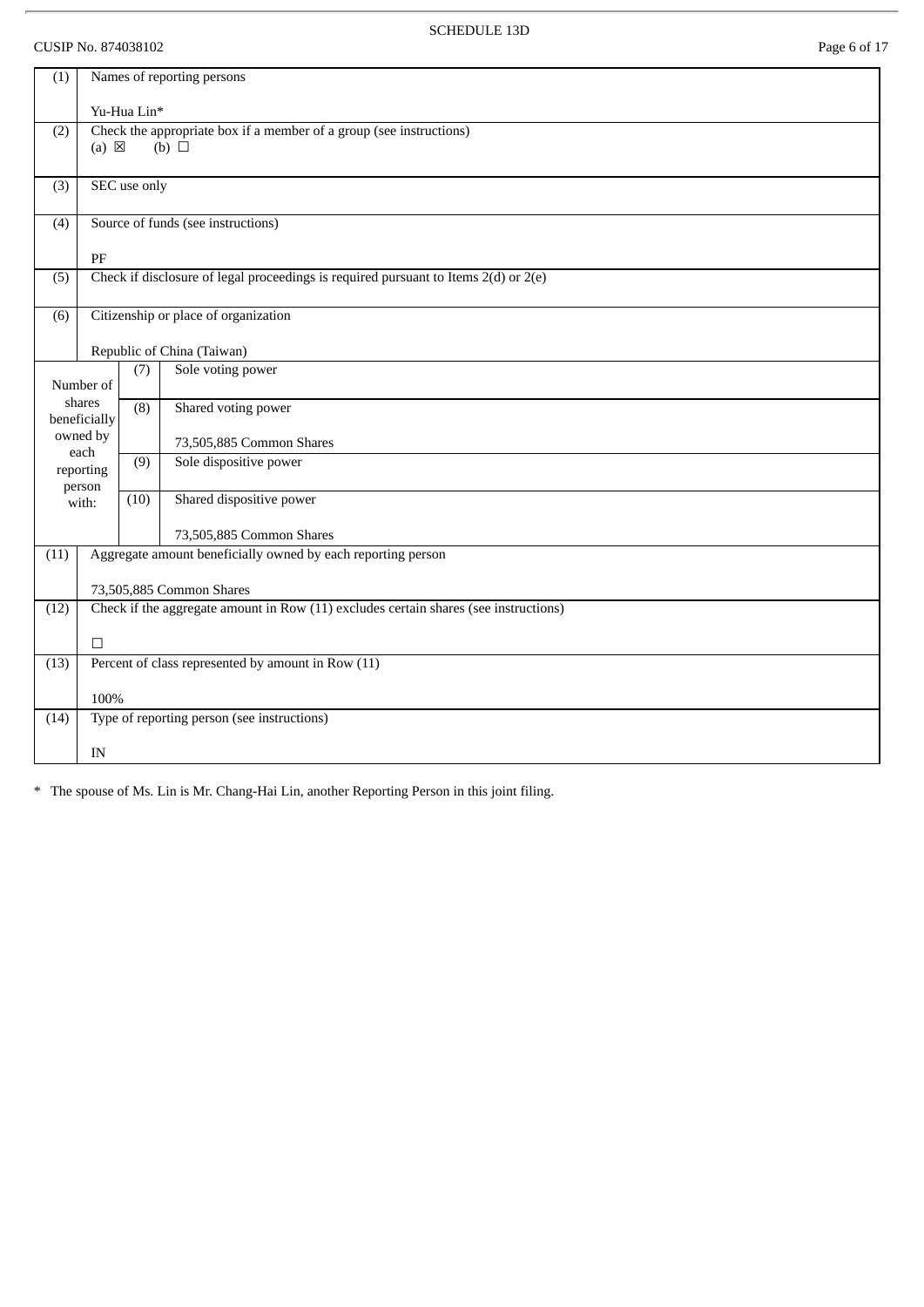SCHEDULE 13D

CUSIP No. 874038102

| | | | |
|---|---|---|---|
| (1) | Names of reporting persons<br><br>Yu-Hua Lin* | | |
| (2) | Check the appropriate box if a member of a group (see instructions)<br>(a) ☒ (b) ☐ | | |
| (3) | SEC use only | | |
| (4) | Source of funds (see instructions)<br><br>PF | | |
| (5) | Check if disclosure of legal proceedings is required pursuant to Items 2(d) or 2(e) | | |
| (6) | Citizenship or place of organization<br><br>Republic of China (Taiwan) | | |
| Number of shares beneficially owned by each reporting person with: | (7) | Sole voting power | |
| | (8) | Shared voting power<br><br>73,505,885 Common Shares | |
| | (9) | Sole dispositive power | |
| | (10) | Shared dispositive power<br><br>73,505,885 Common Shares | |
| (11) | Aggregate amount beneficially owned by each reporting person<br><br>73,505,885 Common Shares | | |
| (12) | Check if the aggregate amount in Row (11) excludes certain shares (see instructions)<br><br>☐ | | |
| (13) | Percent of class represented by amount in Row (11)<br><br>100% | | |
| (14) | Type of reporting person (see instructions)<br><br>IN | | |

* The spouse of Ms. Lin is Mr. Chang-Hai Lin, another Reporting Person in this joint filing.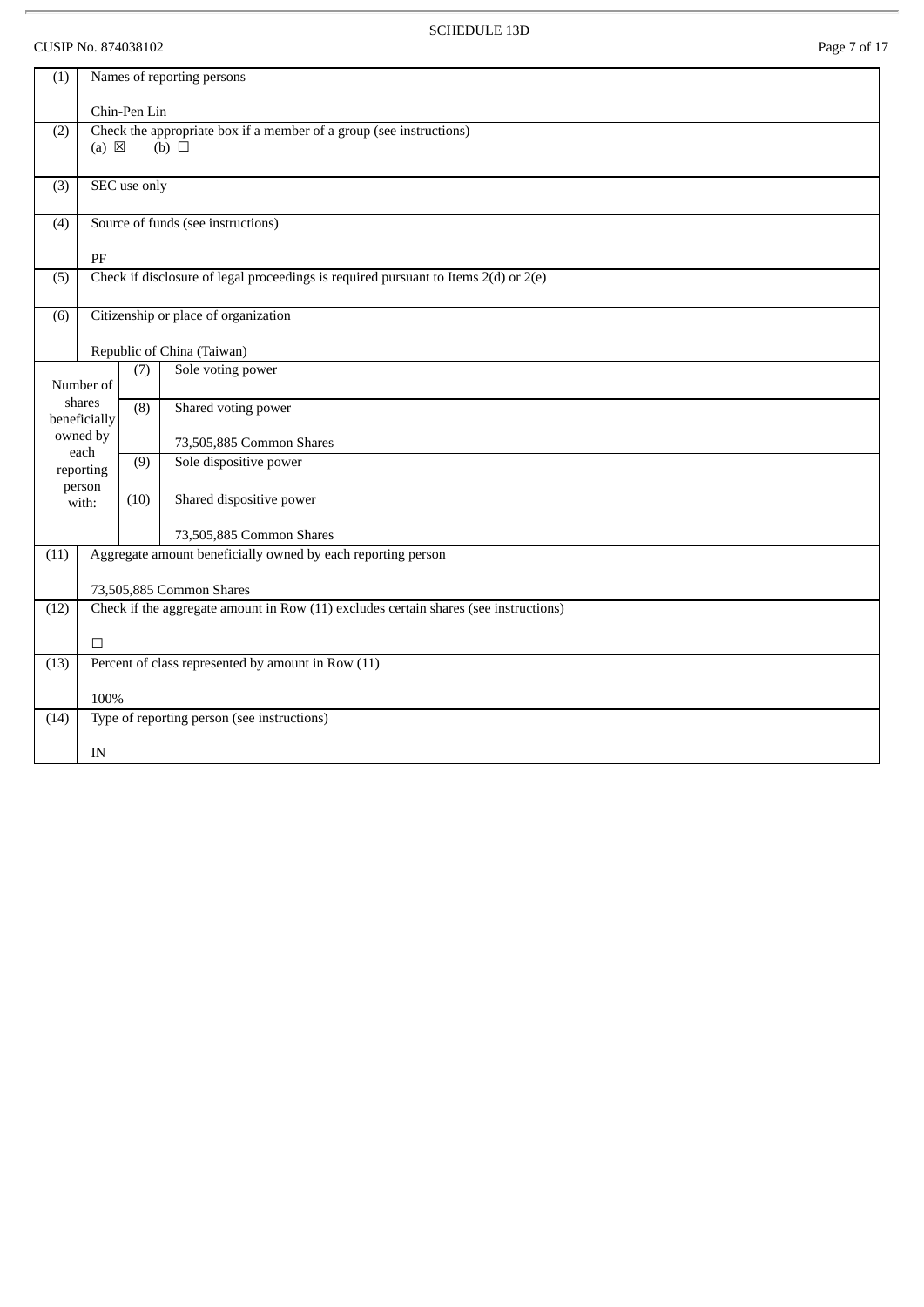SCHEDULE 13D

CUSIP No. 874038102

| | | | |
|---|---|---|---|
| (1) | Names of reporting persons<br><br>Chin-Pen Lin | | |
| (2) | Check the appropriate box if a member of a group (see instructions)<br>(a) ☒ (b) ☐ | | |
| (3) | SEC use only | | |
| (4) | Source of funds (see instructions)<br><br>PF | | |
| (5) | Check if disclosure of legal proceedings is required pursuant to Items 2(d) or 2(e) | | |
| (6) | Citizenship or place of organization<br><br>Republic of China (Taiwan) | | |
| Number of shares beneficially owned by each reporting person with: | | (7) | Sole voting power |
| | | (8) | Shared voting power<br><br>73,505,885 Common Shares |
| | | (9) | Sole dispositive power |
| | | (10) | Shared dispositive power<br><br>73,505,885 Common Shares |
| (11) | Aggregate amount beneficially owned by each reporting person<br><br>73,505,885 Common Shares | | |
| (12) | Check if the aggregate amount in Row (11) excludes certain shares (see instructions)<br><br>☐ | | |
| (13) | Percent of class represented by amount in Row (11)<br><br>100% | | |
| (14) | Type of reporting person (see instructions)<br><br>IN | | |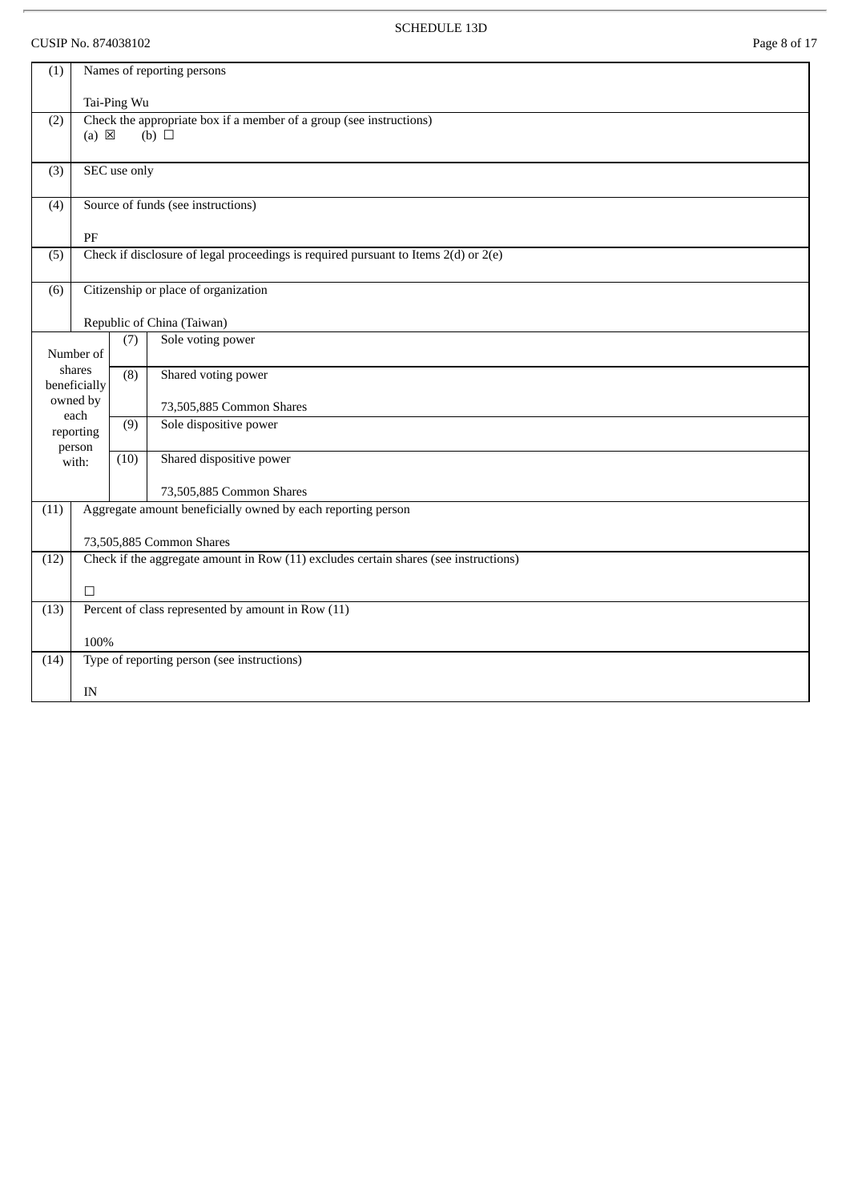SCHEDULE 13D

CUSIP No. 874038102

| (1) | Names of reporting persons<br><br>Tai-Ping Wu | | |
|---|---|---|---|
| (2) | Check the appropriate box if a member of a group (see instructions)<br>(a) ☒ (b) ☐ | | |
| (3) | SEC use only | | |
| (4) | Source of funds (see instructions)<br><br>PF | | |
| (5) | Check if disclosure of legal proceedings is required pursuant to Items 2(d) or 2(e) | | |
| (6) | Citizenship or place of organization<br><br>Republic of China (Taiwan) | | |
| Number of shares beneficially owned by each reporting person with: | (7) | Sole voting power | |
| | (8) | Shared voting power<br><br>73,505,885 Common Shares | |
| | (9) | Sole dispositive power | |
| | (10) | Shared dispositive power<br><br>73,505,885 Common Shares | |
| (11) | Aggregate amount beneficially owned by each reporting person<br><br>73,505,885 Common Shares | | |
| (12) | Check if the aggregate amount in Row (11) excludes certain shares (see instructions)<br><br>☐ | | |
| (13) | Percent of class represented by amount in Row (11)<br><br>100% | | |
| (14) | Type of reporting person (see instructions)<br><br>IN | | |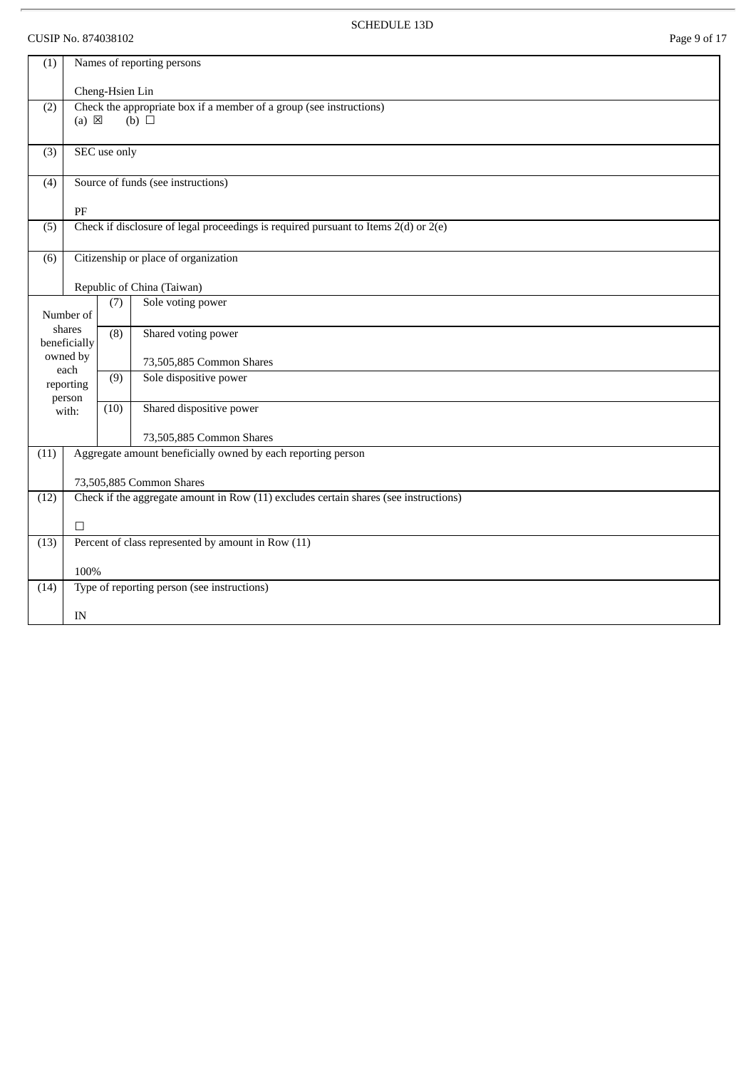SCHEDULE 13D

CUSIP No. 874038102

| (1) | Names of reporting persons<br><br>Cheng-Hsien Lin | | |
|---|---|---|---|
| (2) | Check the appropriate box if a member of a group (see instructions)<br>(a) ☒ (b) ☐ | | |
| (3) | SEC use only | | |
| (4) | Source of funds (see instructions)<br><br>PF | | |
| (5) | Check if disclosure of legal proceedings is required pursuant to Items 2(d) or 2(e) | | |
| (6) | Citizenship or place of organization<br><br>Republic of China (Taiwan) | | |
| Number of shares beneficially owned by each reporting person with: | | (7) | Sole voting power |
| | | (8) | Shared voting power<br><br>73,505,885 Common Shares |
| | | (9) | Sole dispositive power |
| | | (10) | Shared dispositive power<br><br>73,505,885 Common Shares |
| (11) | Aggregate amount beneficially owned by each reporting person<br><br>73,505,885 Common Shares | | |
| (12) | Check if the aggregate amount in Row (11) excludes certain shares (see instructions)<br><br>☐ | | |
| (13) | Percent of class represented by amount in Row (11)<br><br>100% | | |
| (14) | Type of reporting person (see instructions)<br><br>IN | | |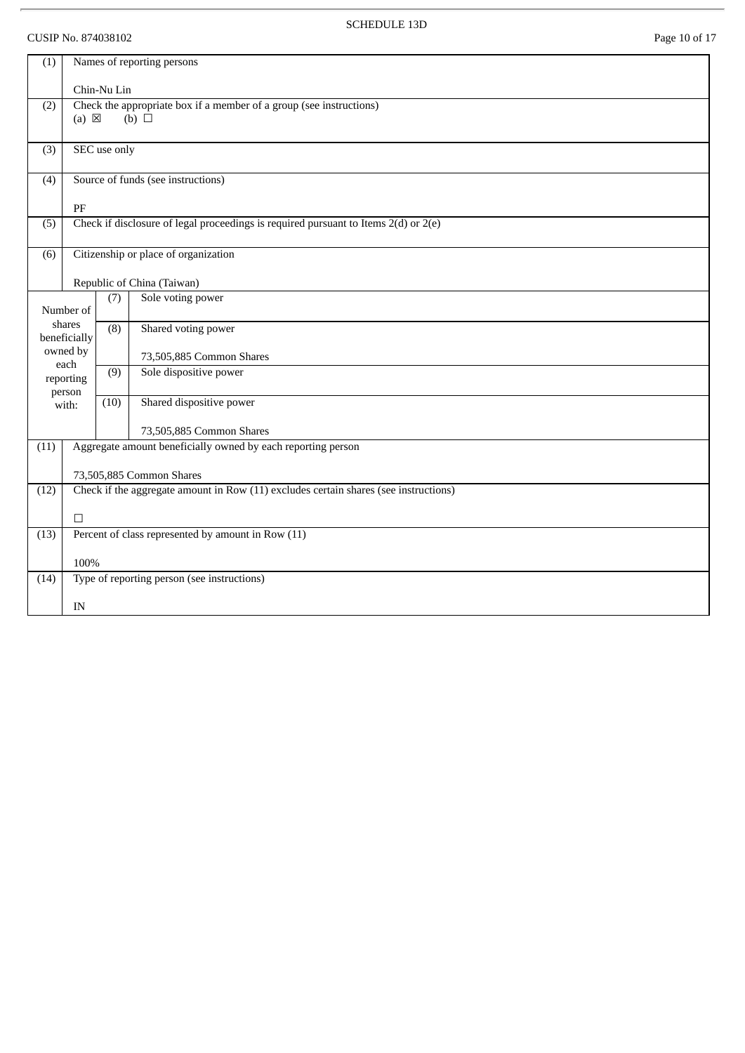SCHEDULE 13D

CUSIP No. 874038102

| (1) | Names of reporting persons<br><br>Chin-Nu Lin | | |
|---|---|---|---|
| (2) | Check the appropriate box if a member of a group (see instructions)<br>(a) ☒ (b) ☐ | | |
| (3) | SEC use only | | |
| (4) | Source of funds (see instructions)<br><br>PF | | |
| (5) | Check if disclosure of legal proceedings is required pursuant to Items 2(d) or 2(e) | | |
| (6) | Citizenship or place of organization<br><br>Republic of China (Taiwan) | | |
| Number of shares beneficially owned by each reporting person with: | (7) | Sole voting power | |
| | (8) | Shared voting power<br><br>73,505,885 Common Shares | |
| | (9) | Sole dispositive power | |
| | (10) | Shared dispositive power<br><br>73,505,885 Common Shares | |
| (11) | Aggregate amount beneficially owned by each reporting person<br><br>73,505,885 Common Shares | | |
| (12) | Check if the aggregate amount in Row (11) excludes certain shares (see instructions)<br><br>☐ | | |
| (13) | Percent of class represented by amount in Row (11)<br><br>100% | | |
| (14) | Type of reporting person (see instructions)<br><br>IN | | |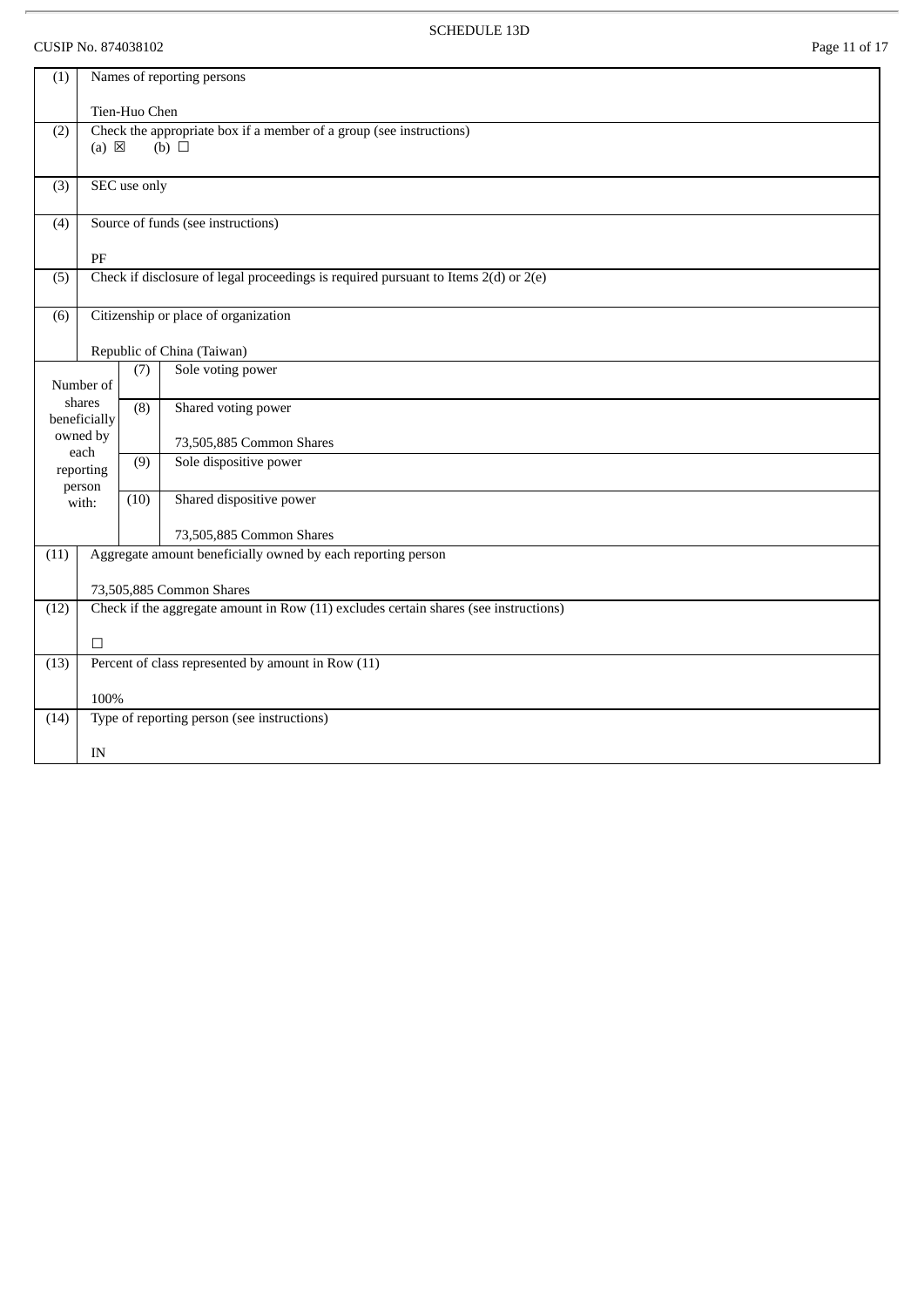SCHEDULE 13D

CUSIP No. 874038102

| (1) | Names of reporting persons<br><br>Tien-Huo Chen | | |
|---|---|---|---|
| (2) | Check the appropriate box if a member of a group (see instructions)<br>(a) ☒ (b) ☐ | | |
| (3) | SEC use only | | |
| (4) | Source of funds (see instructions)<br><br>PF | | |
| (5) | Check if disclosure of legal proceedings is required pursuant to Items 2(d) or 2(e) | | |
| (6) | Citizenship or place of organization<br><br>Republic of China (Taiwan) | | |
| Number of shares beneficially owned by each reporting person with: | (7) | Sole voting power | |
| | (8) | Shared voting power<br><br>73,505,885 Common Shares | |
| | (9) | Sole dispositive power | |
| | (10) | Shared dispositive power<br><br>73,505,885 Common Shares | |
| (11) | Aggregate amount beneficially owned by each reporting person<br><br>73,505,885 Common Shares | | |
| (12) | Check if the aggregate amount in Row (11) excludes certain shares (see instructions)<br><br>☐ | | |
| (13) | Percent of class represented by amount in Row (11)<br><br>100% | | |
| (14) | Type of reporting person (see instructions)<br><br>IN | | |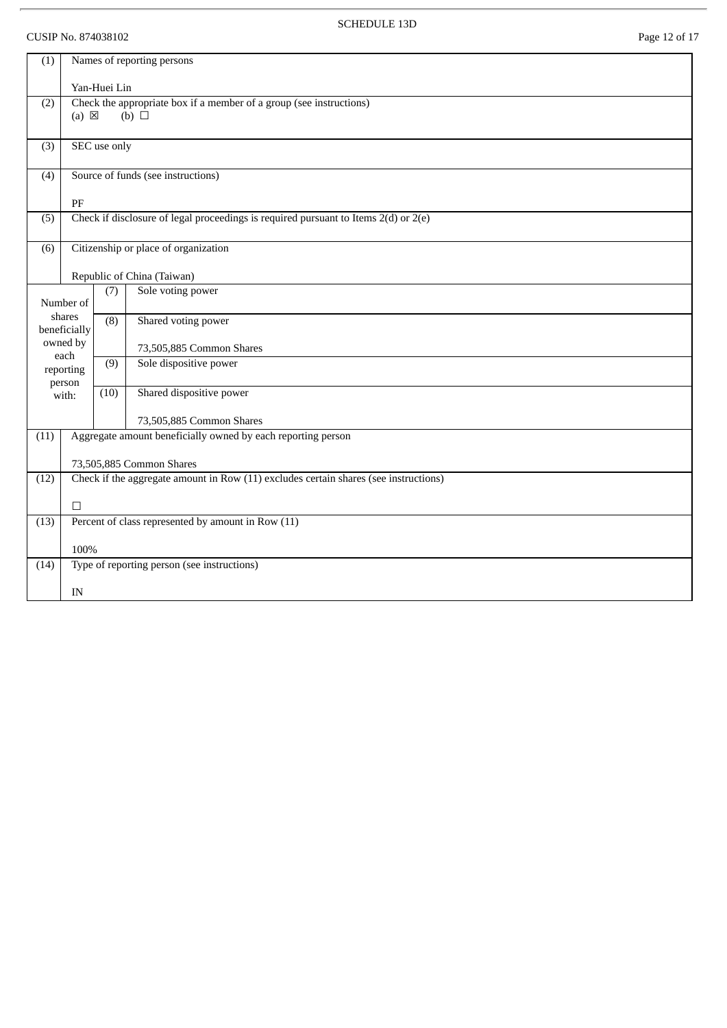SCHEDULE 13D

CUSIP No. 874038102

| | | | |
|---|---|---|---|
| (1) | Names of reporting persons<br><br>Yan-Huei Lin | | |
| (2) | Check the appropriate box if a member of a group (see instructions)<br>(a) ☒ (b) ☐ | | |
| (3) | SEC use only | | |
| (4) | Source of funds (see instructions)<br><br>PF | | |
| (5) | Check if disclosure of legal proceedings is required pursuant to Items 2(d) or 2(e) | | |
| (6) | Citizenship or place of organization<br><br>Republic of China (Taiwan) | | |
| Number of shares beneficially owned by each reporting person with: | | (7) | Sole voting power |
| | | (8) | Shared voting power<br><br>73,505,885 Common Shares |
| | | (9) | Sole dispositive power |
| | | (10) | Shared dispositive power<br><br>73,505,885 Common Shares |
| (11) | Aggregate amount beneficially owned by each reporting person<br><br>73,505,885 Common Shares | | |
| (12) | Check if the aggregate amount in Row (11) excludes certain shares (see instructions)<br><br>☐ | | |
| (13) | Percent of class represented by amount in Row (11)<br><br>100% | | |
| (14) | Type of reporting person (see instructions)<br><br>IN | | |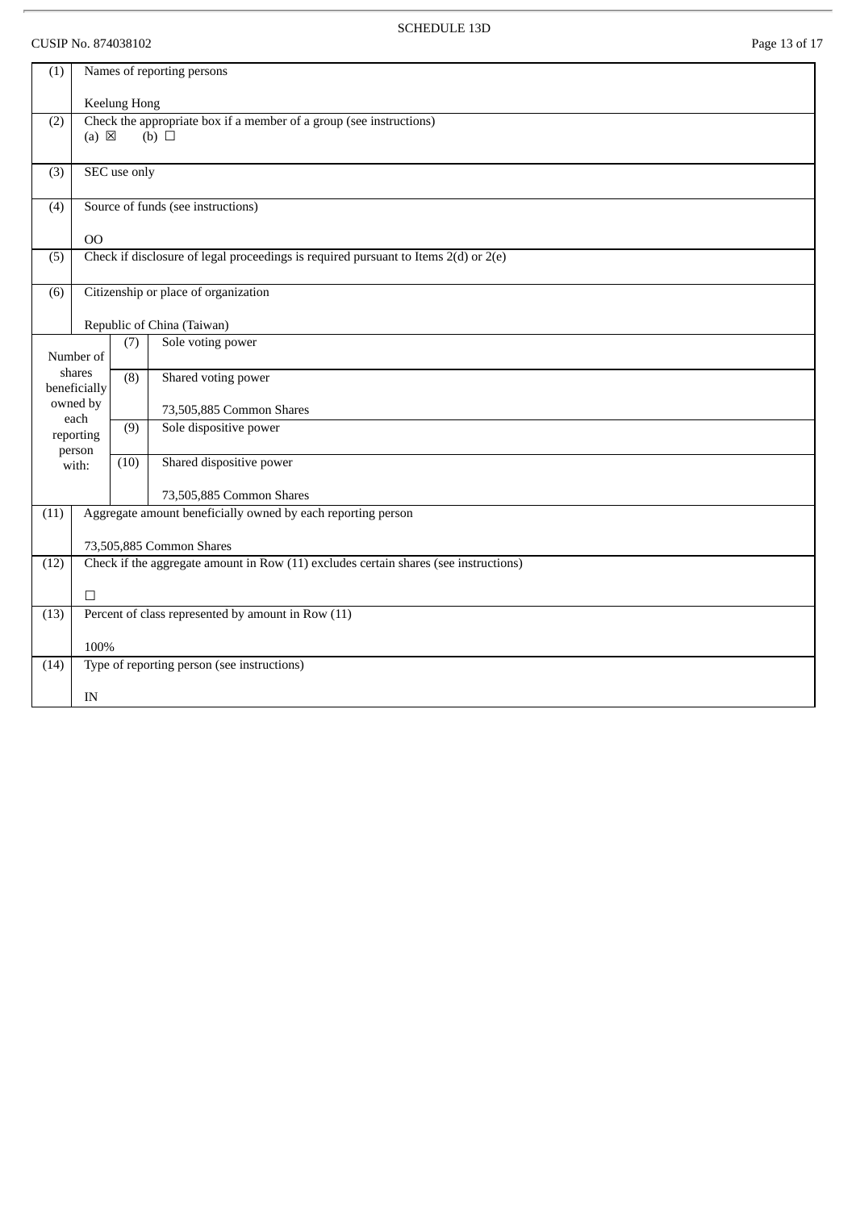SCHEDULE 13D

CUSIP No. 874038102

| (1) | Names of reporting persons<br><br>Keelung Hong | | |
|---|---|---|---|
| (2) | Check the appropriate box if a member of a group (see instructions)<br>(a) ☒ (b) ☐ | | |
| (3) | SEC use only | | |
| (4) | Source of funds (see instructions)<br><br>OO | | |
| (5) | Check if disclosure of legal proceedings is required pursuant to Items 2(d) or 2(e) | | |
| (6) | Citizenship or place of organization<br><br>Republic of China (Taiwan) | | |
| Number of shares beneficially owned by each reporting person with: | (7) | Sole voting power | |
| | (8) | Shared voting power<br><br>73,505,885 Common Shares | |
| | (9) | Sole dispositive power | |
| | (10) | Shared dispositive power<br><br>73,505,885 Common Shares | |
| (11) | Aggregate amount beneficially owned by each reporting person<br><br>73,505,885 Common Shares | | |
| (12) | Check if the aggregate amount in Row (11) excludes certain shares (see instructions)<br><br>☐ | | |
| (13) | Percent of class represented by amount in Row (11)<br><br>100% | | |
| (14) | Type of reporting person (see instructions)<br><br>IN | | |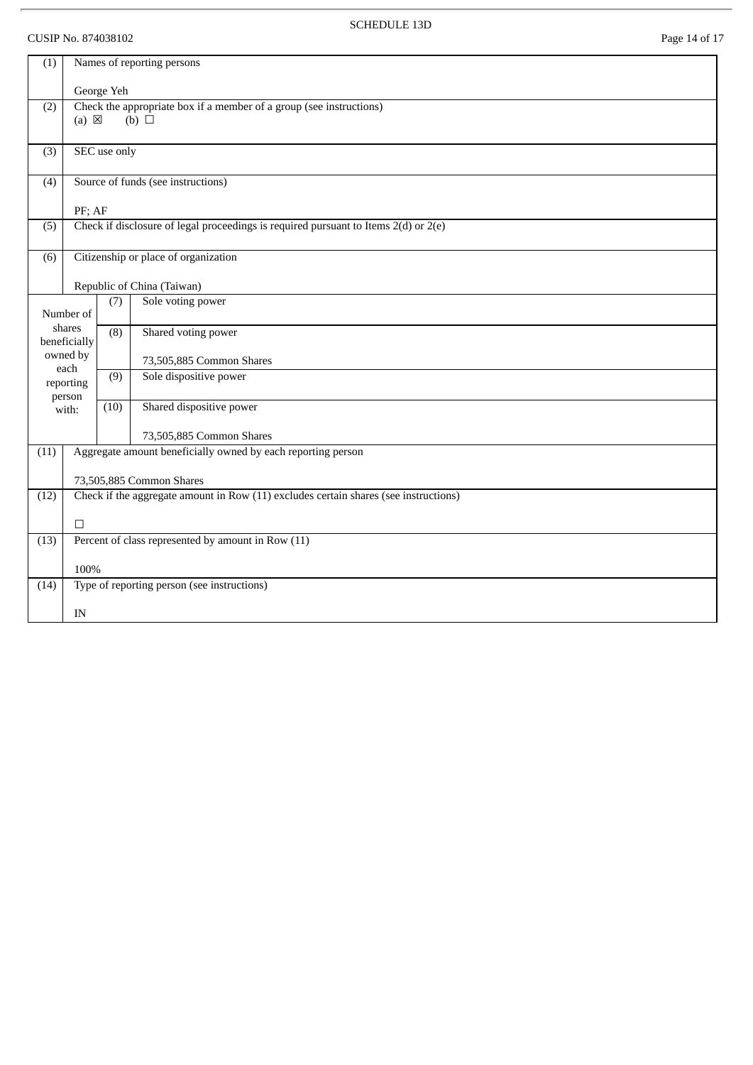SCHEDULE 13D

CUSIP No. 874038102

| (1) | Names of reporting persons<br><br>George Yeh | | |
|---|---|---|---|
| (2) | Check the appropriate box if a member of a group (see instructions)<br>(a) ☒ (b) ☐ | | |
| (3) | SEC use only | | |
| (4) | Source of funds (see instructions)<br><br>PF; AF | | |
| (5) | Check if disclosure of legal proceedings is required pursuant to Items 2(d) or 2(e) | | |
| (6) | Citizenship or place of organization<br><br>Republic of China (Taiwan) | | |
| Number of shares beneficially owned by each reporting person with: | | (7) | Sole voting power |
| | | (8) | Shared voting power<br><br>73,505,885 Common Shares |
| | | (9) | Sole dispositive power |
| | | (10) | Shared dispositive power<br><br>73,505,885 Common Shares |
| (11) | Aggregate amount beneficially owned by each reporting person<br><br>73,505,885 Common Shares | | |
| (12) | Check if the aggregate amount in Row (11) excludes certain shares (see instructions)<br><br>☐ | | |
| (13) | Percent of class represented by amount in Row (11)<br><br>100% | | |
| (14) | Type of reporting person (see instructions)<br><br>IN | | |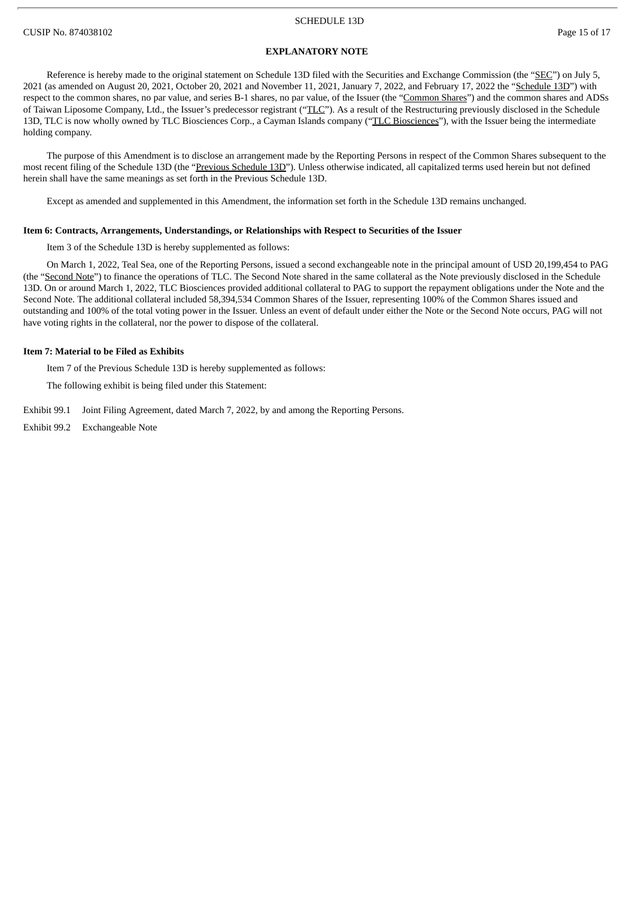**EXPLANATORY NOTE**

Reference is hereby made to the original statement on Schedule 13D filed with the Securities and Exchange Commission (the "SEC") on July 5, 2021 (as amended on August 20, 2021, October 20, 2021 and November 11, 2021, January 7, 2022, and February 17, 2022 the "Schedule 13D") with respect to the common shares, no par value, and series B-1 shares, no par value, of the Issuer (the "Common Shares") and the common shares and ADSs of Taiwan Liposome Company, Ltd., the Issuer's predecessor registrant ("TLC"). As a result of the Restructuring previously disclosed in the Schedule 13D, TLC is now wholly owned by TLC Biosciences Corp., a Cayman Islands company ("TLC Biosciences"), with the Issuer being the intermediate holding company.

The purpose of this Amendment is to disclose an arrangement made by the Reporting Persons in respect of the Common Shares subsequent to the most recent filing of the Schedule 13D (the "Previous Schedule 13D"). Unless otherwise indicated, all capitalized terms used herein but not defined herein shall have the same meanings as set forth in the Previous Schedule 13D.

Except as amended and supplemented in this Amendment, the information set forth in the Schedule 13D remains unchanged.

**Item 6: Contracts, Arrangements, Understandings, or Relationships with Respect to Securities of the Issuer**

Item 3 of the Schedule 13D is hereby supplemented as follows:

On March 1, 2022, Teal Sea, one of the Reporting Persons, issued a second exchangeable note in the principal amount of USD 20,199,454 to PAG (the "Second Note") to finance the operations of TLC. The Second Note shared in the same collateral as the Note previously disclosed in the Schedule 13D. On or around March 1, 2022, TLC Biosciences provided additional collateral to PAG to support the repayment obligations under the Note and the Second Note. The additional collateral included 58,394,534 Common Shares of the Issuer, representing 100% of the Common Shares issued and outstanding and 100% of the total voting power in the Issuer. Unless an event of default under either the Note or the Second Note occurs, PAG will not have voting rights in the collateral, nor the power to dispose of the collateral.

**Item 7: Material to be Filed as Exhibits**

Item 7 of the Previous Schedule 13D is hereby supplemented as follows:

The following exhibit is being filed under this Statement:

Exhibit 99.1 Joint Filing Agreement, dated March 7, 2022, by and among the Reporting Persons.

Exhibit 99.2 Exchangeable Note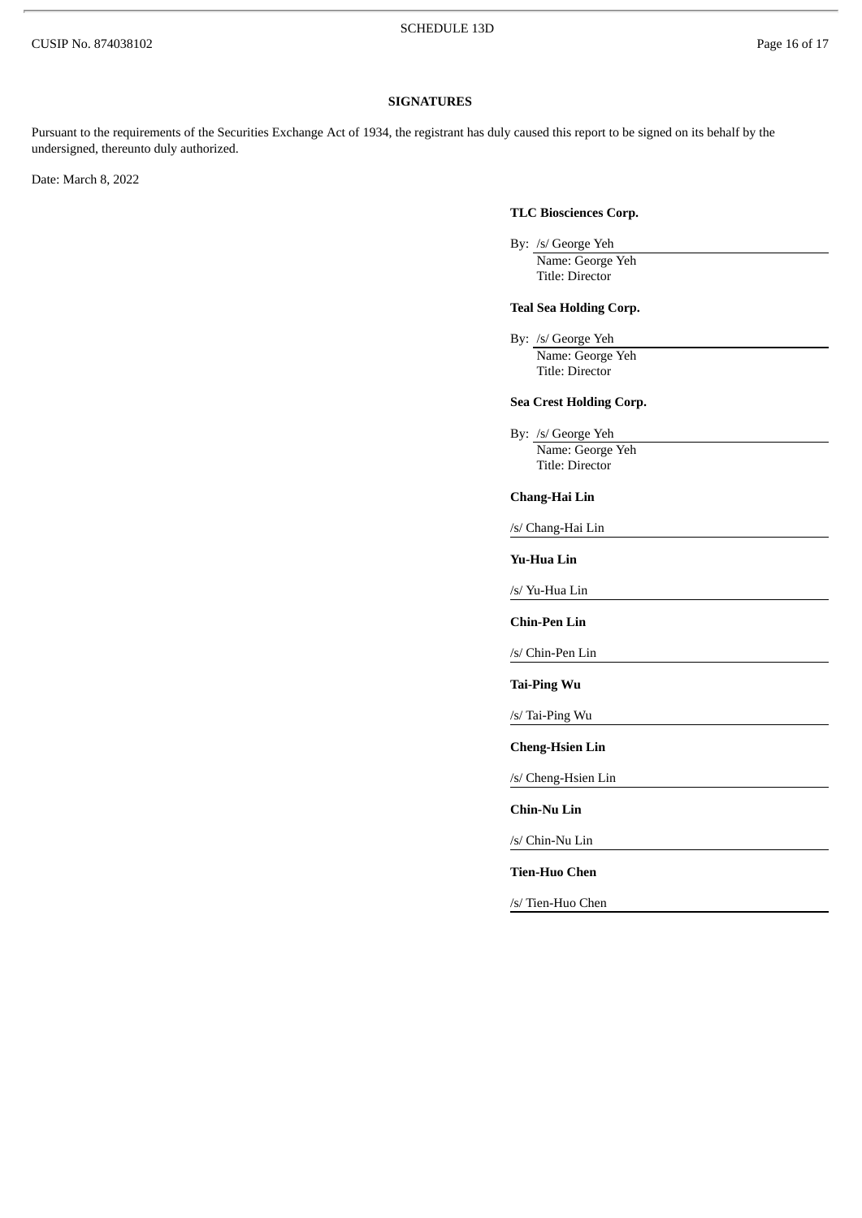## SIGNATURES

Pursuant to the requirements of the Securities Exchange Act of 1934, the registrant has duly caused this report to be signed on its behalf by the undersigned, thereunto duly authorized.

Date: March 8, 2022

**TLC Biosciences Corp.**

By: /s/ George Yeh
Name: George Yeh
Title: Director

**Teal Sea Holding Corp.**

By: /s/ George Yeh
Name: George Yeh
Title: Director

**Sea Crest Holding Corp.**

By: /s/ George Yeh
Name: George Yeh
Title: Director

**Chang-Hai Lin**

/s/ Chang-Hai Lin

**Yu-Hua Lin**

/s/ Yu-Hua Lin

**Chin-Pen Lin**

/s/ Chin-Pen Lin

**Tai-Ping Wu**

/s/ Tai-Ping Wu

**Cheng-Hsien Lin**

/s/ Cheng-Hsien Lin

**Chin-Nu Lin**

/s/ Chin-Nu Lin

**Tien-Huo Chen**

/s/ Tien-Huo Chen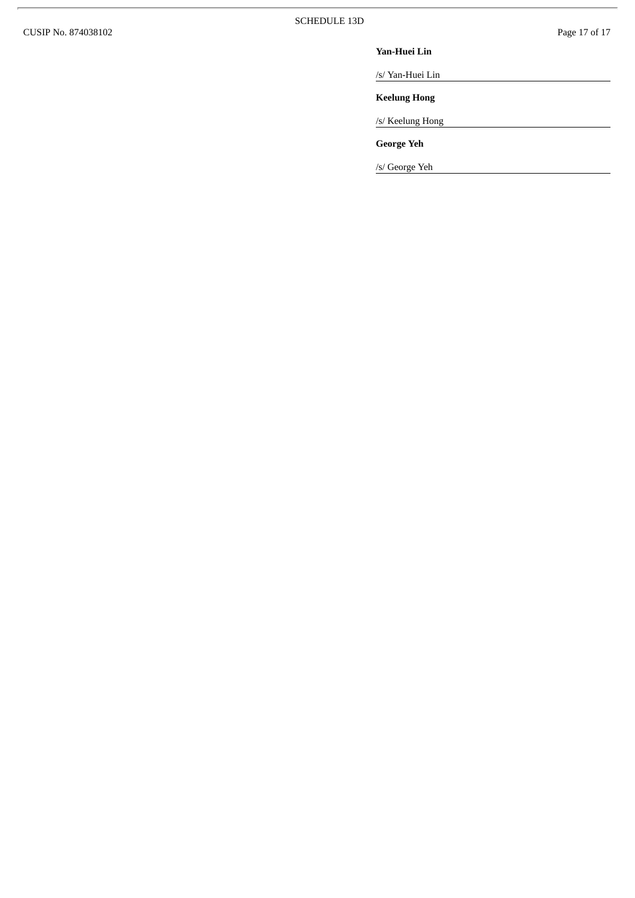**Yan-Huei Lin**

/s/ Yan-Huei Lin

**Keelung Hong**

/s/ Keelung Hong

**George Yeh**

/s/ George Yeh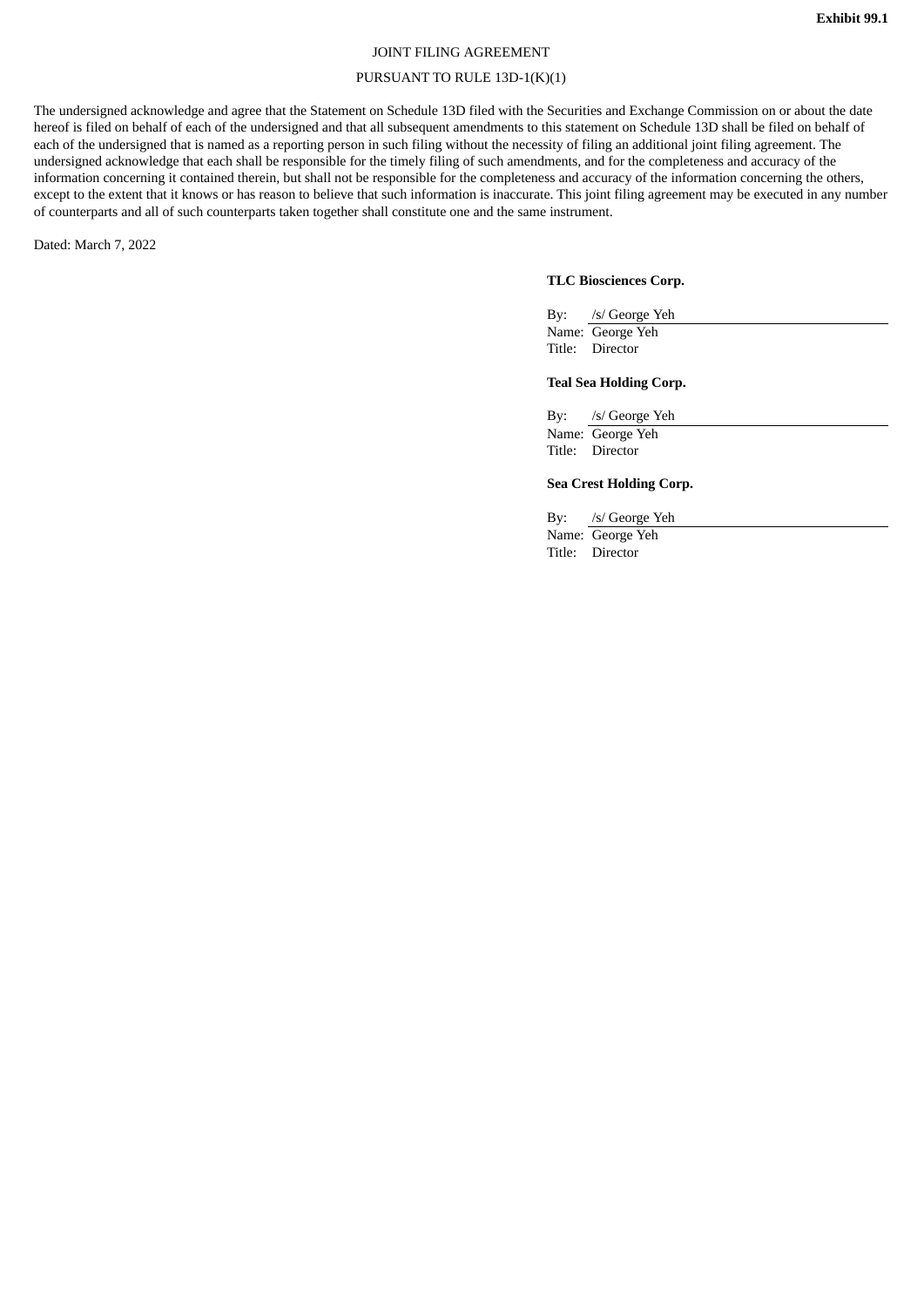**Exhibit 99.1**

JOINT FILING AGREEMENT

PURSUANT TO RULE 13D-1(K)(1)

The undersigned acknowledge and agree that the Statement on Schedule 13D filed with the Securities and Exchange Commission on or about the date hereof is filed on behalf of each of the undersigned and that all subsequent amendments to this statement on Schedule 13D shall be filed on behalf of each of the undersigned that is named as a reporting person in such filing without the necessity of filing an additional joint filing agreement. The undersigned acknowledge that each shall be responsible for the timely filing of such amendments, and for the completeness and accuracy of the information concerning it contained therein, but shall not be responsible for the completeness and accuracy of the information concerning the others, except to the extent that it knows or has reason to believe that such information is inaccurate. This joint filing agreement may be executed in any number of counterparts and all of such counterparts taken together shall constitute one and the same instrument.

Dated: March 7, 2022

**TLC Biosciences Corp.**

By: /s/ George Yeh
Name: George Yeh
Title: Director

**Teal Sea Holding Corp.**

By: /s/ George Yeh
Name: George Yeh
Title: Director

**Sea Crest Holding Corp.**

By: /s/ George Yeh
Name: George Yeh
Title: Director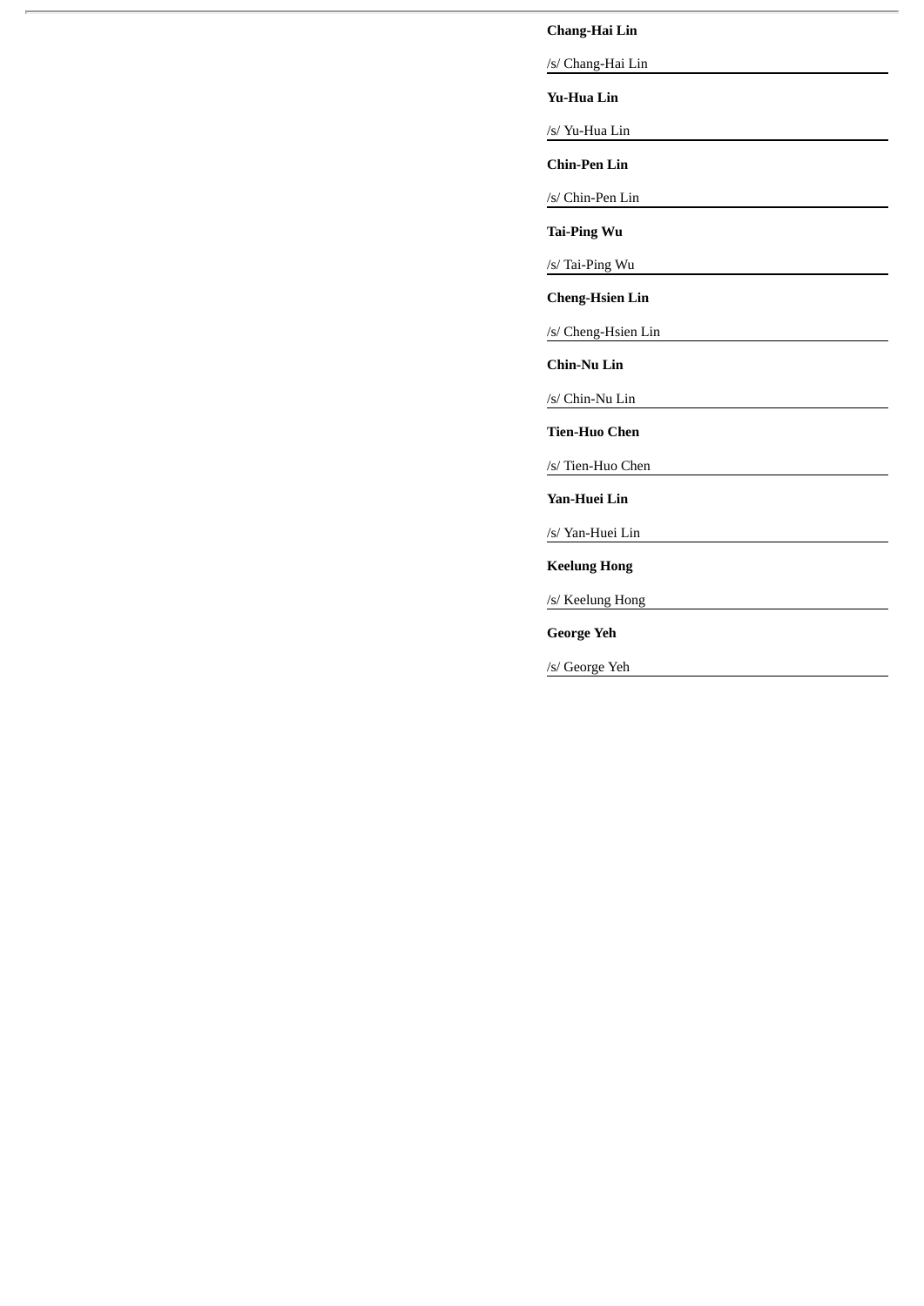**Chang-Hai Lin**

/s/ Chang-Hai Lin

**Yu-Hua Lin**

/s/ Yu-Hua Lin

**Chin-Pen Lin**

/s/ Chin-Pen Lin

**Tai-Ping Wu**

/s/ Tai-Ping Wu

**Cheng-Hsien Lin**

/s/ Cheng-Hsien Lin

**Chin-Nu Lin**

/s/ Chin-Nu Lin

**Tien-Huo Chen**

/s/ Tien-Huo Chen

**Yan-Huei Lin**

/s/ Yan-Huei Lin

**Keelung Hong**

/s/ Keelung Hong

**George Yeh**

/s/ George Yeh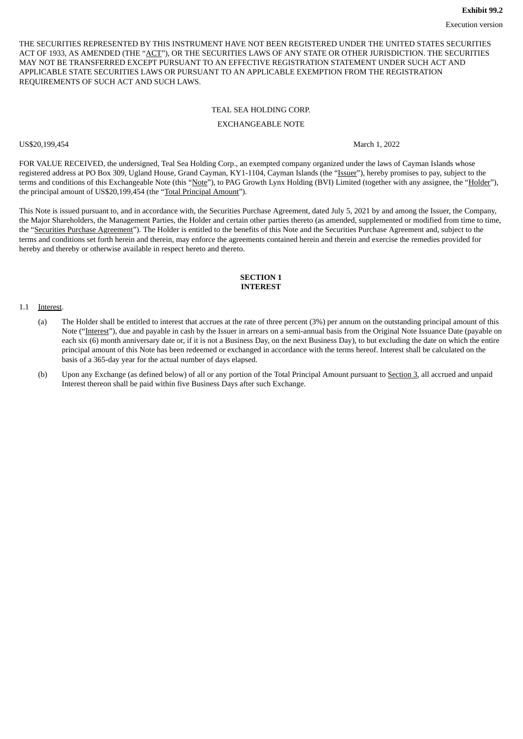**Exhibit 99.2**

Execution version

THE SECURITIES REPRESENTED BY THIS INSTRUMENT HAVE NOT BEEN REGISTERED UNDER THE UNITED STATES SECURITIES ACT OF 1933, AS AMENDED (THE "ACT"), OR THE SECURITIES LAWS OF ANY STATE OR OTHER JURISDICTION. THE SECURITIES MAY NOT BE TRANSFERRED EXCEPT PURSUANT TO AN EFFECTIVE REGISTRATION STATEMENT UNDER SUCH ACT AND APPLICABLE STATE SECURITIES LAWS OR PURSUANT TO AN APPLICABLE EXEMPTION FROM THE REGISTRATION REQUIREMENTS OF SUCH ACT AND SUCH LAWS.

TEAL SEA HOLDING CORP.

EXCHANGEABLE NOTE

US$20,199,454 March 1, 2022

FOR VALUE RECEIVED, the undersigned, Teal Sea Holding Corp., an exempted company organized under the laws of Cayman Islands whose registered address at PO Box 309, Ugland House, Grand Cayman, KY1-1104, Cayman Islands (the "Issuer"), hereby promises to pay, subject to the terms and conditions of this Exchangeable Note (this "Note"), to PAG Growth Lynx Holding (BVI) Limited (together with any assignee, the "Holder"), the principal amount of US$20,199,454 (the "Total Principal Amount").

This Note is issued pursuant to, and in accordance with, the Securities Purchase Agreement, dated July 5, 2021 by and among the Issuer, the Company, the Major Shareholders, the Management Parties, the Holder and certain other parties thereto (as amended, supplemented or modified from time to time, the "Securities Purchase Agreement"). The Holder is entitled to the benefits of this Note and the Securities Purchase Agreement and, subject to the terms and conditions set forth herein and therein, may enforce the agreements contained herein and therein and exercise the remedies provided for hereby and thereby or otherwise available in respect hereto and thereto.

**SECTION 1**
**INTEREST**

1.1 Interest.

(a) The Holder shall be entitled to interest that accrues at the rate of three percent (3%) per annum on the outstanding principal amount of this Note ("Interest"), due and payable in cash by the Issuer in arrears on a semi-annual basis from the Original Note Issuance Date (payable on each six (6) month anniversary date or, if it is not a Business Day, on the next Business Day), to but excluding the date on which the entire principal amount of this Note has been redeemed or exchanged in accordance with the terms hereof. Interest shall be calculated on the basis of a 365-day year for the actual number of days elapsed.

(b) Upon any Exchange (as defined below) of all or any portion of the Total Principal Amount pursuant to Section 3, all accrued and unpaid Interest thereon shall be paid within five Business Days after such Exchange.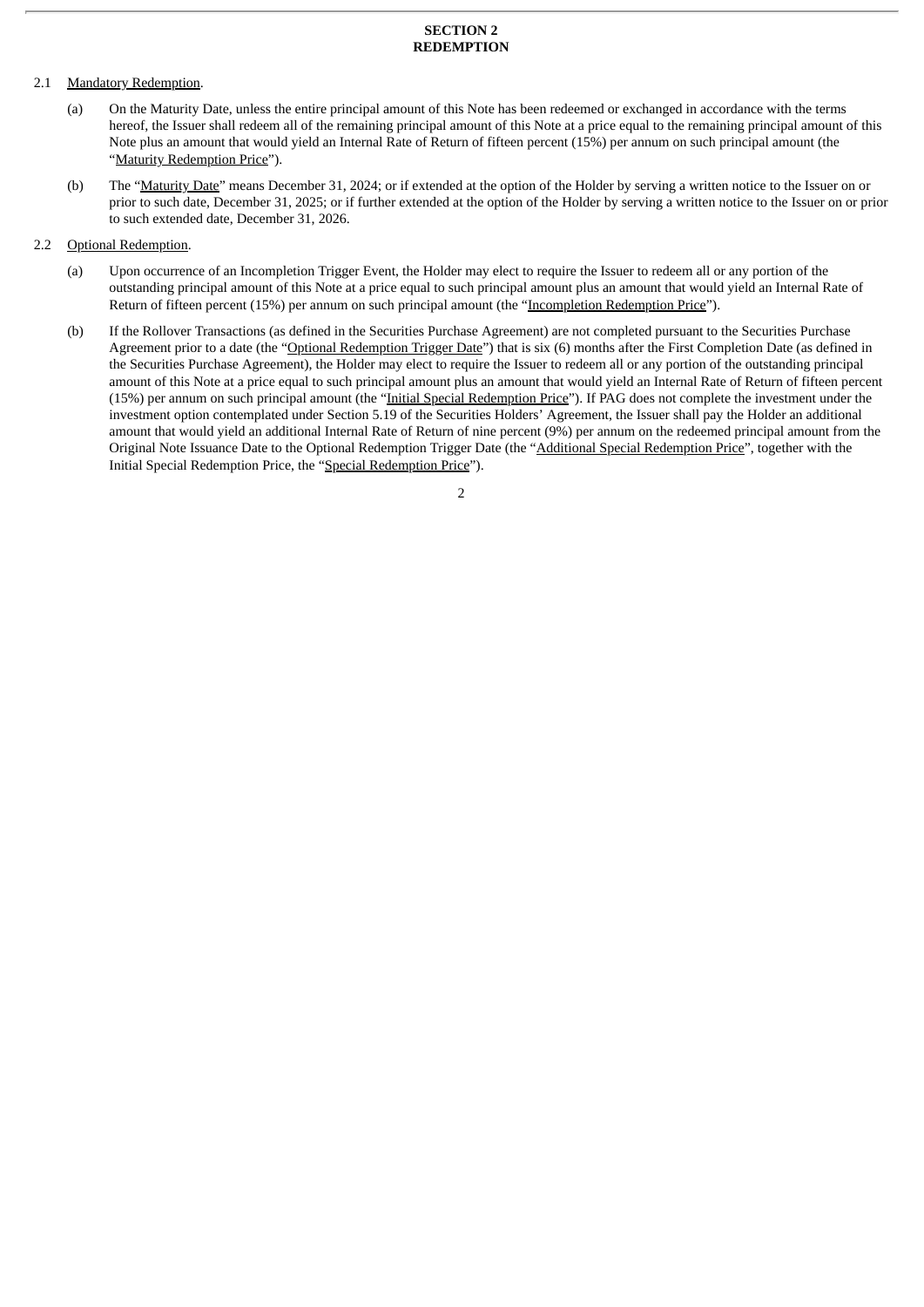# SECTION 2
# REDEMPTION

2.1 Mandatory Redemption.

(a) On the Maturity Date, unless the entire principal amount of this Note has been redeemed or exchanged in accordance with the terms hereof, the Issuer shall redeem all of the remaining principal amount of this Note at a price equal to the remaining principal amount of this Note plus an amount that would yield an Internal Rate of Return of fifteen percent (15%) per annum on such principal amount (the "Maturity Redemption Price").

(b) The "Maturity Date" means December 31, 2024; or if extended at the option of the Holder by serving a written notice to the Issuer on or prior to such date, December 31, 2025; or if further extended at the option of the Holder by serving a written notice to the Issuer on or prior to such extended date, December 31, 2026.

2.2 Optional Redemption.

(a) Upon occurrence of an Incompletion Trigger Event, the Holder may elect to require the Issuer to redeem all or any portion of the outstanding principal amount of this Note at a price equal to such principal amount plus an amount that would yield an Internal Rate of Return of fifteen percent (15%) per annum on such principal amount (the "Incompletion Redemption Price").

(b) If the Rollover Transactions (as defined in the Securities Purchase Agreement) are not completed pursuant to the Securities Purchase Agreement prior to a date (the "Optional Redemption Trigger Date") that is six (6) months after the First Completion Date (as defined in the Securities Purchase Agreement), the Holder may elect to require the Issuer to redeem all or any portion of the outstanding principal amount of this Note at a price equal to such principal amount plus an amount that would yield an Internal Rate of Return of fifteen percent (15%) per annum on such principal amount (the "Initial Special Redemption Price"). If PAG does not complete the investment under the investment option contemplated under Section 5.19 of the Securities Holders' Agreement, the Issuer shall pay the Holder an additional amount that would yield an additional Internal Rate of Return of nine percent (9%) per annum on the redeemed principal amount from the Original Note Issuance Date to the Optional Redemption Trigger Date (the "Additional Special Redemption Price", together with the Initial Special Redemption Price, the "Special Redemption Price").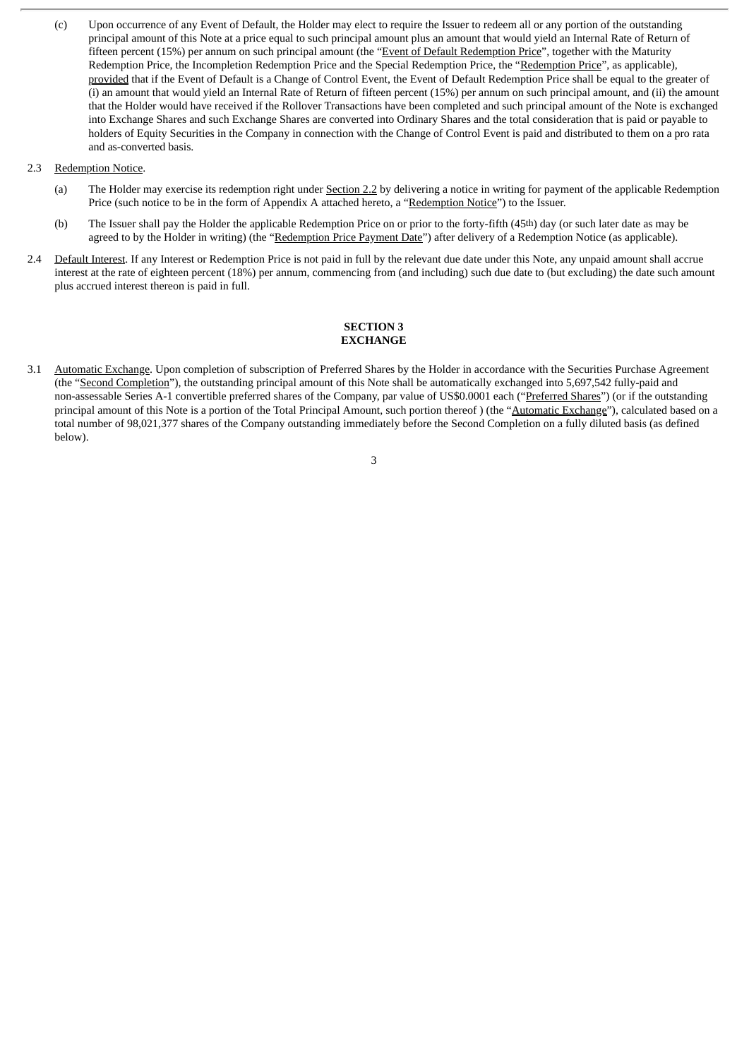(c) Upon occurrence of any Event of Default, the Holder may elect to require the Issuer to redeem all or any portion of the outstanding principal amount of this Note at a price equal to such principal amount plus an amount that would yield an Internal Rate of Return of fifteen percent (15%) per annum on such principal amount (the "Event of Default Redemption Price", together with the Maturity Redemption Price, the Incompletion Redemption Price and the Special Redemption Price, the "Redemption Price", as applicable), provided that if the Event of Default is a Change of Control Event, the Event of Default Redemption Price shall be equal to the greater of (i) an amount that would yield an Internal Rate of Return of fifteen percent (15%) per annum on such principal amount, and (ii) the amount that the Holder would have received if the Rollover Transactions have been completed and such principal amount of the Note is exchanged into Exchange Shares and such Exchange Shares are converted into Ordinary Shares and the total consideration that is paid or payable to holders of Equity Securities in the Company in connection with the Change of Control Event is paid and distributed to them on a pro rata and as-converted basis.

2.3 Redemption Notice.

(a) The Holder may exercise its redemption right under Section 2.2 by delivering a notice in writing for payment of the applicable Redemption Price (such notice to be in the form of Appendix A attached hereto, a "Redemption Notice") to the Issuer.

(b) The Issuer shall pay the Holder the applicable Redemption Price on or prior to the forty-fifth (45th) day (or such later date as may be agreed to by the Holder in writing) (the "Redemption Price Payment Date") after delivery of a Redemption Notice (as applicable).

2.4 Default Interest. If any Interest or Redemption Price is not paid in full by the relevant due date under this Note, any unpaid amount shall accrue interest at the rate of eighteen percent (18%) per annum, commencing from (and including) such due date to (but excluding) the date such amount plus accrued interest thereon is paid in full.

## SECTION 3
## EXCHANGE

3.1 Automatic Exchange. Upon completion of subscription of Preferred Shares by the Holder in accordance with the Securities Purchase Agreement (the "Second Completion"), the outstanding principal amount of this Note shall be automatically exchanged into 5,697,542 fully-paid and non-assessable Series A-1 convertible preferred shares of the Company, par value of US$0.0001 each ("Preferred Shares") (or if the outstanding principal amount of this Note is a portion of the Total Principal Amount, such portion thereof ) (the "Automatic Exchange"), calculated based on a total number of 98,021,377 shares of the Company outstanding immediately before the Second Completion on a fully diluted basis (as defined below).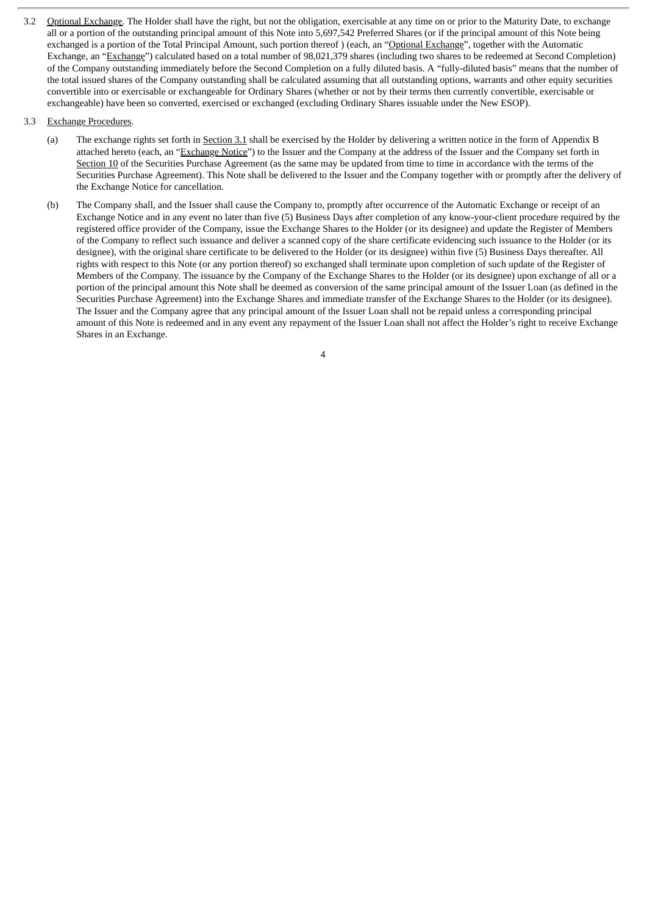3.2 <u>Optional Exchange</u>. The Holder shall have the right, but not the obligation, exercisable at any time on or prior to the Maturity Date, to exchange all or a portion of the outstanding principal amount of this Note into 5,697,542 Preferred Shares (or if the principal amount of this Note being exchanged is a portion of the Total Principal Amount, such portion thereof ) (each, an "<u>Optional Exchange</u>", together with the Automatic Exchange, an "<u>Exchange</u>") calculated based on a total number of 98,021,379 shares (including two shares to be redeemed at Second Completion) of the Company outstanding immediately before the Second Completion on a fully diluted basis. A "fully-diluted basis" means that the number of the total issued shares of the Company outstanding shall be calculated assuming that all outstanding options, warrants and other equity securities convertible into or exercisable or exchangeable for Ordinary Shares (whether or not by their terms then currently convertible, exercisable or exchangeable) have been so converted, exercised or exchanged (excluding Ordinary Shares issuable under the New ESOP).

3.3 <u>Exchange Procedures</u>.

(a) The exchange rights set forth in <u>Section 3.1</u> shall be exercised by the Holder by delivering a written notice in the form of Appendix B attached hereto (each, an "<u>Exchange Notice</u>") to the Issuer and the Company at the address of the Issuer and the Company set forth in <u>Section 10</u> of the Securities Purchase Agreement (as the same may be updated from time to time in accordance with the terms of the Securities Purchase Agreement). This Note shall be delivered to the Issuer and the Company together with or promptly after the delivery of the Exchange Notice for cancellation.

(b) The Company shall, and the Issuer shall cause the Company to, promptly after occurrence of the Automatic Exchange or receipt of an Exchange Notice and in any event no later than five (5) Business Days after completion of any know-your-client procedure required by the registered office provider of the Company, issue the Exchange Shares to the Holder (or its designee) and update the Register of Members of the Company to reflect such issuance and deliver a scanned copy of the share certificate evidencing such issuance to the Holder (or its designee), with the original share certificate to be delivered to the Holder (or its designee) within five (5) Business Days thereafter. All rights with respect to this Note (or any portion thereof) so exchanged shall terminate upon completion of such update of the Register of Members of the Company. The issuance by the Company of the Exchange Shares to the Holder (or its designee) upon exchange of all or a portion of the principal amount this Note shall be deemed as conversion of the same principal amount of the Issuer Loan (as defined in the Securities Purchase Agreement) into the Exchange Shares and immediate transfer of the Exchange Shares to the Holder (or its designee). The Issuer and the Company agree that any principal amount of the Issuer Loan shall not be repaid unless a corresponding principal amount of this Note is redeemed and in any event any repayment of the Issuer Loan shall not affect the Holder's right to receive Exchange Shares in an Exchange.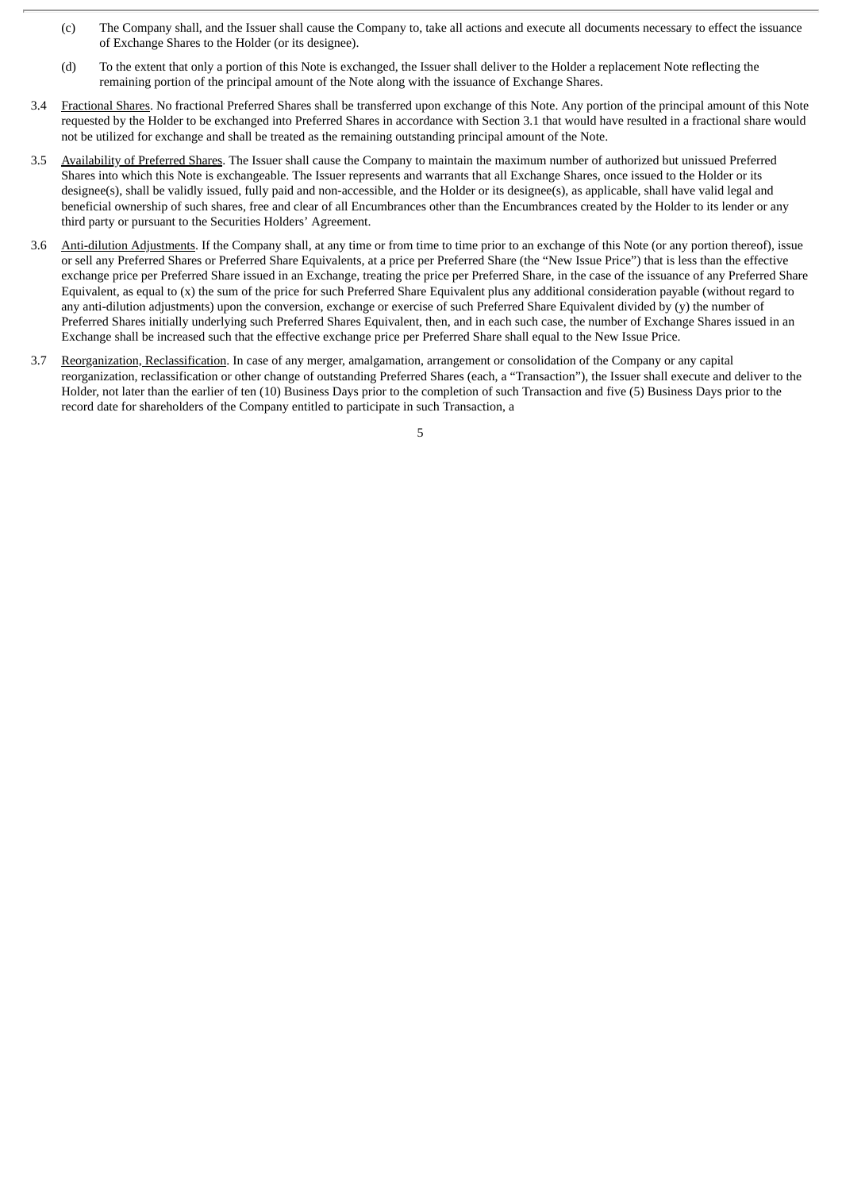(c) The Company shall, and the Issuer shall cause the Company to, take all actions and execute all documents necessary to effect the issuance of Exchange Shares to the Holder (or its designee).

(d) To the extent that only a portion of this Note is exchanged, the Issuer shall deliver to the Holder a replacement Note reflecting the remaining portion of the principal amount of the Note along with the issuance of Exchange Shares.

3.4 Fractional Shares. No fractional Preferred Shares shall be transferred upon exchange of this Note. Any portion of the principal amount of this Note requested by the Holder to be exchanged into Preferred Shares in accordance with Section 3.1 that would have resulted in a fractional share would not be utilized for exchange and shall be treated as the remaining outstanding principal amount of the Note.

3.5 Availability of Preferred Shares. The Issuer shall cause the Company to maintain the maximum number of authorized but unissued Preferred Shares into which this Note is exchangeable. The Issuer represents and warrants that all Exchange Shares, once issued to the Holder or its designee(s), shall be validly issued, fully paid and non-accessible, and the Holder or its designee(s), as applicable, shall have valid legal and beneficial ownership of such shares, free and clear of all Encumbrances other than the Encumbrances created by the Holder to its lender or any third party or pursuant to the Securities Holders' Agreement.

3.6 Anti-dilution Adjustments. If the Company shall, at any time or from time to time prior to an exchange of this Note (or any portion thereof), issue or sell any Preferred Shares or Preferred Share Equivalents, at a price per Preferred Share (the "New Issue Price") that is less than the effective exchange price per Preferred Share issued in an Exchange, treating the price per Preferred Share, in the case of the issuance of any Preferred Share Equivalent, as equal to (x) the sum of the price for such Preferred Share Equivalent plus any additional consideration payable (without regard to any anti-dilution adjustments) upon the conversion, exchange or exercise of such Preferred Share Equivalent divided by (y) the number of Preferred Shares initially underlying such Preferred Shares Equivalent, then, and in each such case, the number of Exchange Shares issued in an Exchange shall be increased such that the effective exchange price per Preferred Share shall equal to the New Issue Price.

3.7 Reorganization, Reclassification. In case of any merger, amalgamation, arrangement or consolidation of the Company or any capital reorganization, reclassification or other change of outstanding Preferred Shares (each, a "Transaction"), the Issuer shall execute and deliver to the Holder, not later than the earlier of ten (10) Business Days prior to the completion of such Transaction and five (5) Business Days prior to the record date for shareholders of the Company entitled to participate in such Transaction, a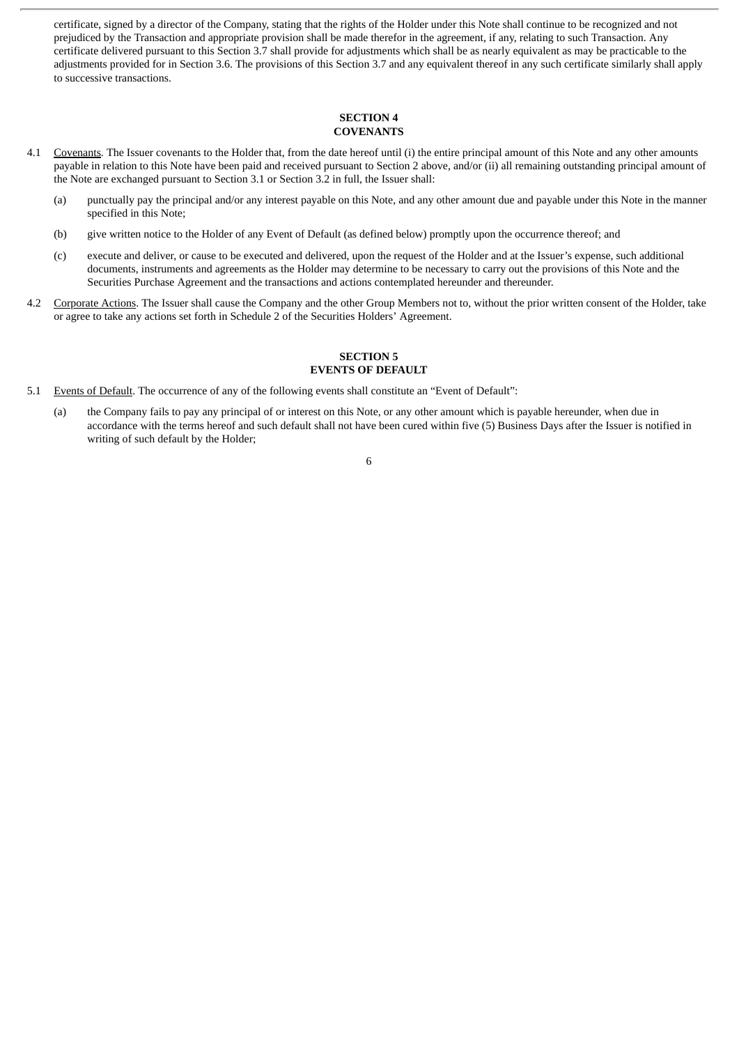certificate, signed by a director of the Company, stating that the rights of the Holder under this Note shall continue to be recognized and not prejudiced by the Transaction and appropriate provision shall be made therefor in the agreement, if any, relating to such Transaction. Any certificate delivered pursuant to this Section 3.7 shall provide for adjustments which shall be as nearly equivalent as may be practicable to the adjustments provided for in Section 3.6. The provisions of this Section 3.7 and any equivalent thereof in any such certificate similarly shall apply to successive transactions.

**SECTION 4**
**COVENANTS**

4.1 Covenants. The Issuer covenants to the Holder that, from the date hereof until (i) the entire principal amount of this Note and any other amounts payable in relation to this Note have been paid and received pursuant to Section 2 above, and/or (ii) all remaining outstanding principal amount of the Note are exchanged pursuant to Section 3.1 or Section 3.2 in full, the Issuer shall:

(a) punctually pay the principal and/or any interest payable on this Note, and any other amount due and payable under this Note in the manner specified in this Note;

(b) give written notice to the Holder of any Event of Default (as defined below) promptly upon the occurrence thereof; and

(c) execute and deliver, or cause to be executed and delivered, upon the request of the Holder and at the Issuer's expense, such additional documents, instruments and agreements as the Holder may determine to be necessary to carry out the provisions of this Note and the Securities Purchase Agreement and the transactions and actions contemplated hereunder and thereunder.

4.2 Corporate Actions. The Issuer shall cause the Company and the other Group Members not to, without the prior written consent of the Holder, take or agree to take any actions set forth in Schedule 2 of the Securities Holders' Agreement.

**SECTION 5**
**EVENTS OF DEFAULT**

5.1 Events of Default. The occurrence of any of the following events shall constitute an "Event of Default":

(a) the Company fails to pay any principal of or interest on this Note, or any other amount which is payable hereunder, when due in accordance with the terms hereof and such default shall not have been cured within five (5) Business Days after the Issuer is notified in writing of such default by the Holder;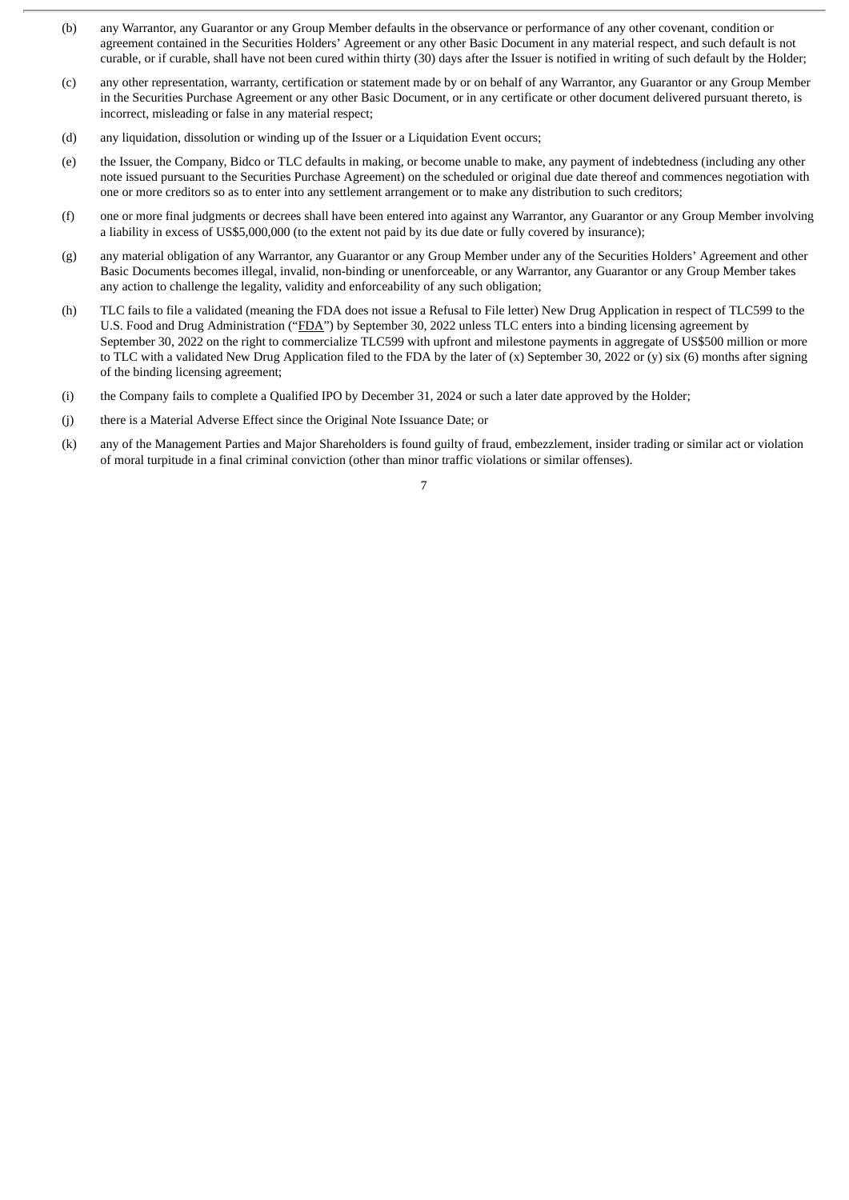(b) any Warrantor, any Guarantor or any Group Member defaults in the observance or performance of any other covenant, condition or agreement contained in the Securities Holders' Agreement or any other Basic Document in any material respect, and such default is not curable, or if curable, shall have not been cured within thirty (30) days after the Issuer is notified in writing of such default by the Holder;

(c) any other representation, warranty, certification or statement made by or on behalf of any Warrantor, any Guarantor or any Group Member in the Securities Purchase Agreement or any other Basic Document, or in any certificate or other document delivered pursuant thereto, is incorrect, misleading or false in any material respect;

(d) any liquidation, dissolution or winding up of the Issuer or a Liquidation Event occurs;

(e) the Issuer, the Company, Bidco or TLC defaults in making, or become unable to make, any payment of indebtedness (including any other note issued pursuant to the Securities Purchase Agreement) on the scheduled or original due date thereof and commences negotiation with one or more creditors so as to enter into any settlement arrangement or to make any distribution to such creditors;

(f) one or more final judgments or decrees shall have been entered into against any Warrantor, any Guarantor or any Group Member involving a liability in excess of US$5,000,000 (to the extent not paid by its due date or fully covered by insurance);

(g) any material obligation of any Warrantor, any Guarantor or any Group Member under any of the Securities Holders' Agreement and other Basic Documents becomes illegal, invalid, non-binding or unenforceable, or any Warrantor, any Guarantor or any Group Member takes any action to challenge the legality, validity and enforceability of any such obligation;

(h) TLC fails to file a validated (meaning the FDA does not issue a Refusal to File letter) New Drug Application in respect of TLC599 to the U.S. Food and Drug Administration ("FDA") by September 30, 2022 unless TLC enters into a binding licensing agreement by September 30, 2022 on the right to commercialize TLC599 with upfront and milestone payments in aggregate of US$500 million or more to TLC with a validated New Drug Application filed to the FDA by the later of (x) September 30, 2022 or (y) six (6) months after signing of the binding licensing agreement;

(i) the Company fails to complete a Qualified IPO by December 31, 2024 or such a later date approved by the Holder;

(j) there is a Material Adverse Effect since the Original Note Issuance Date; or

(k) any of the Management Parties and Major Shareholders is found guilty of fraud, embezzlement, insider trading or similar act or violation of moral turpitude in a final criminal conviction (other than minor traffic violations or similar offenses).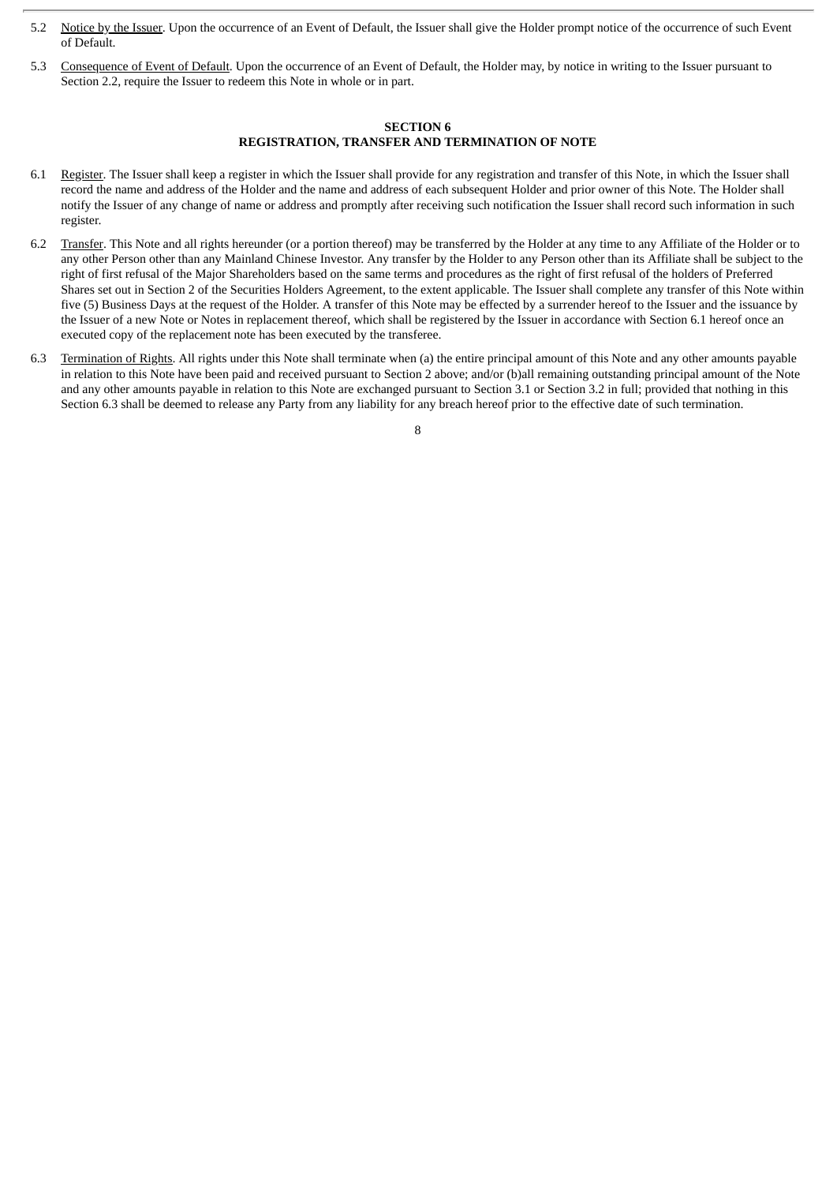5.2 Notice by the Issuer. Upon the occurrence of an Event of Default, the Issuer shall give the Holder prompt notice of the occurrence of such Event of Default.

5.3 Consequence of Event of Default. Upon the occurrence of an Event of Default, the Holder may, by notice in writing to the Issuer pursuant to Section 2.2, require the Issuer to redeem this Note in whole or in part.

## SECTION 6
## REGISTRATION, TRANSFER AND TERMINATION OF NOTE

6.1 Register. The Issuer shall keep a register in which the Issuer shall provide for any registration and transfer of this Note, in which the Issuer shall record the name and address of the Holder and the name and address of each subsequent Holder and prior owner of this Note. The Holder shall notify the Issuer of any change of name or address and promptly after receiving such notification the Issuer shall record such information in such register.

6.2 Transfer. This Note and all rights hereunder (or a portion thereof) may be transferred by the Holder at any time to any Affiliate of the Holder or to any other Person other than any Mainland Chinese Investor. Any transfer by the Holder to any Person other than its Affiliate shall be subject to the right of first refusal of the Major Shareholders based on the same terms and procedures as the right of first refusal of the holders of Preferred Shares set out in Section 2 of the Securities Holders Agreement, to the extent applicable. The Issuer shall complete any transfer of this Note within five (5) Business Days at the request of the Holder. A transfer of this Note may be effected by a surrender hereof to the Issuer and the issuance by the Issuer of a new Note or Notes in replacement thereof, which shall be registered by the Issuer in accordance with Section 6.1 hereof once an executed copy of the replacement note has been executed by the transferee.

6.3 Termination of Rights. All rights under this Note shall terminate when (a) the entire principal amount of this Note and any other amounts payable in relation to this Note have been paid and received pursuant to Section 2 above; and/or (b)all remaining outstanding principal amount of the Note and any other amounts payable in relation to this Note are exchanged pursuant to Section 3.1 or Section 3.2 in full; provided that nothing in this Section 6.3 shall be deemed to release any Party from any liability for any breach hereof prior to the effective date of such termination.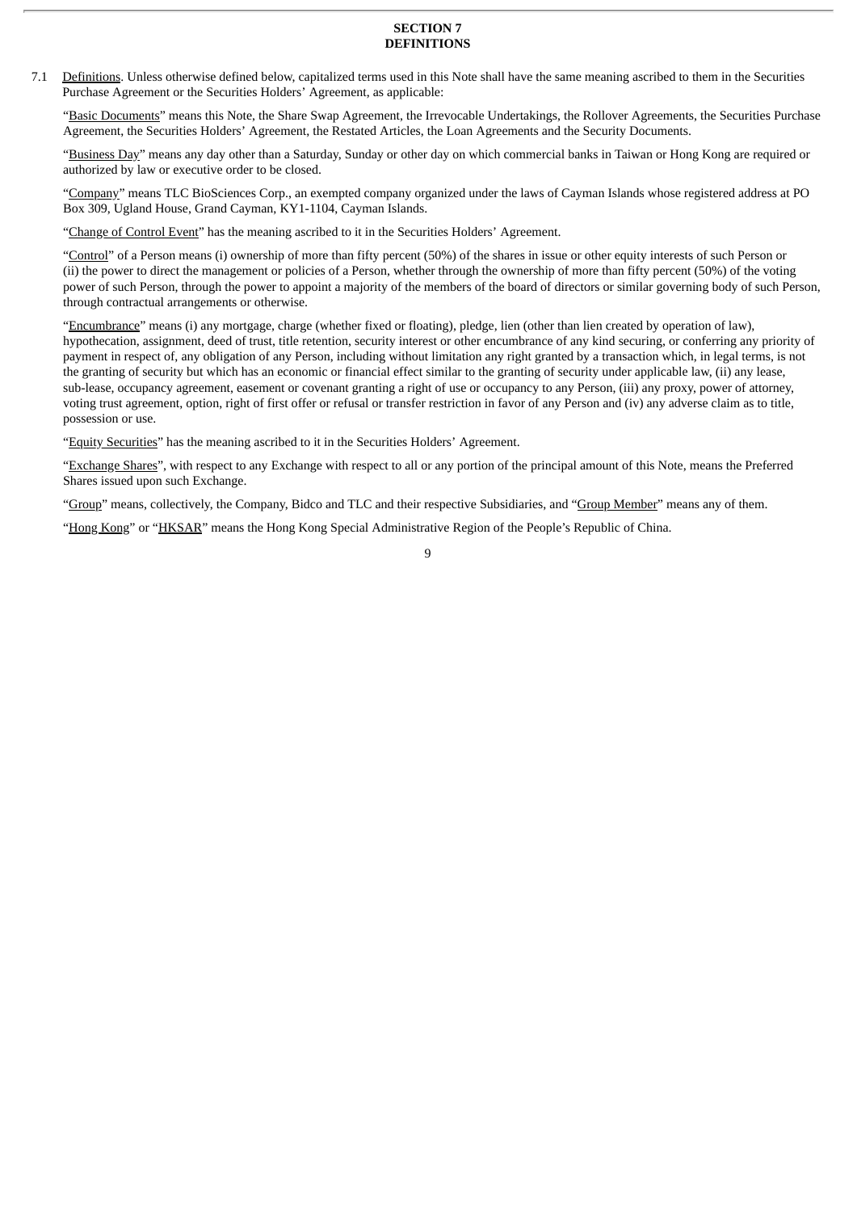## SECTION 7
## DEFINITIONS

7.1 Definitions. Unless otherwise defined below, capitalized terms used in this Note shall have the same meaning ascribed to them in the Securities Purchase Agreement or the Securities Holders' Agreement, as applicable:

"Basic Documents" means this Note, the Share Swap Agreement, the Irrevocable Undertakings, the Rollover Agreements, the Securities Purchase Agreement, the Securities Holders' Agreement, the Restated Articles, the Loan Agreements and the Security Documents.

"Business Day" means any day other than a Saturday, Sunday or other day on which commercial banks in Taiwan or Hong Kong are required or authorized by law or executive order to be closed.

"Company" means TLC BioSciences Corp., an exempted company organized under the laws of Cayman Islands whose registered address at PO Box 309, Ugland House, Grand Cayman, KY1-1104, Cayman Islands.

"Change of Control Event" has the meaning ascribed to it in the Securities Holders' Agreement.

"Control" of a Person means (i) ownership of more than fifty percent (50%) of the shares in issue or other equity interests of such Person or (ii) the power to direct the management or policies of a Person, whether through the ownership of more than fifty percent (50%) of the voting power of such Person, through the power to appoint a majority of the members of the board of directors or similar governing body of such Person, through contractual arrangements or otherwise.

"Encumbrance" means (i) any mortgage, charge (whether fixed or floating), pledge, lien (other than lien created by operation of law), hypothecation, assignment, deed of trust, title retention, security interest or other encumbrance of any kind securing, or conferring any priority of payment in respect of, any obligation of any Person, including without limitation any right granted by a transaction which, in legal terms, is not the granting of security but which has an economic or financial effect similar to the granting of security under applicable law, (ii) any lease, sub-lease, occupancy agreement, easement or covenant granting a right of use or occupancy to any Person, (iii) any proxy, power of attorney, voting trust agreement, option, right of first offer or refusal or transfer restriction in favor of any Person and (iv) any adverse claim as to title, possession or use.

"Equity Securities" has the meaning ascribed to it in the Securities Holders' Agreement.

"Exchange Shares", with respect to any Exchange with respect to all or any portion of the principal amount of this Note, means the Preferred Shares issued upon such Exchange.

"Group" means, collectively, the Company, Bidco and TLC and their respective Subsidiaries, and "Group Member" means any of them.

"Hong Kong" or "HKSAR" means the Hong Kong Special Administrative Region of the People's Republic of China.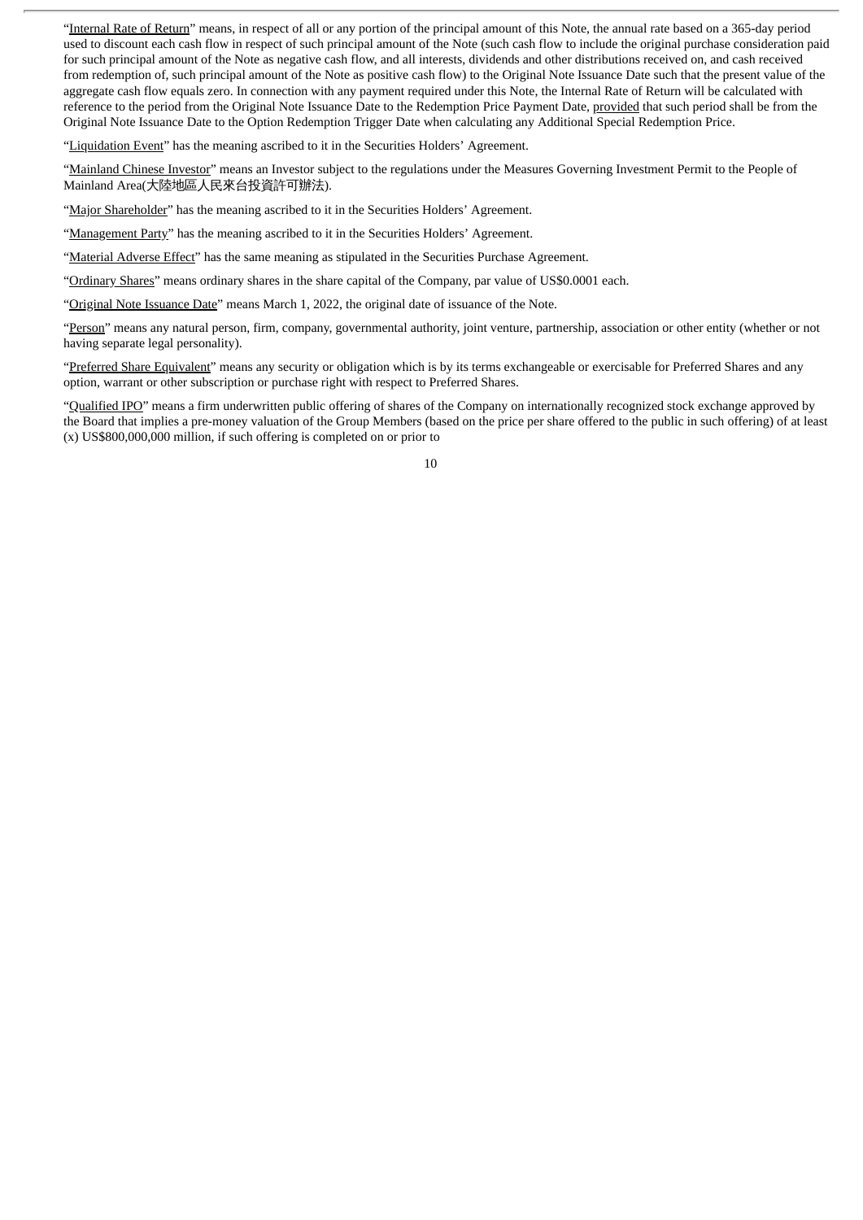"Internal Rate of Return" means, in respect of all or any portion of the principal amount of this Note, the annual rate based on a 365-day period used to discount each cash flow in respect of such principal amount of the Note (such cash flow to include the original purchase consideration paid for such principal amount of the Note as negative cash flow, and all interests, dividends and other distributions received on, and cash received from redemption of, such principal amount of the Note as positive cash flow) to the Original Note Issuance Date such that the present value of the aggregate cash flow equals zero. In connection with any payment required under this Note, the Internal Rate of Return will be calculated with reference to the period from the Original Note Issuance Date to the Redemption Price Payment Date, provided that such period shall be from the Original Note Issuance Date to the Option Redemption Trigger Date when calculating any Additional Special Redemption Price.

"Liquidation Event" has the meaning ascribed to it in the Securities Holders' Agreement.

"Mainland Chinese Investor" means an Investor subject to the regulations under the Measures Governing Investment Permit to the People of Mainland Area(大陸地區人民來台投資許可辦法).

"Major Shareholder" has the meaning ascribed to it in the Securities Holders' Agreement.

"Management Party" has the meaning ascribed to it in the Securities Holders' Agreement.

"Material Adverse Effect" has the same meaning as stipulated in the Securities Purchase Agreement.

"Ordinary Shares" means ordinary shares in the share capital of the Company, par value of US$0.0001 each.

"Original Note Issuance Date" means March 1, 2022, the original date of issuance of the Note.

"Person" means any natural person, firm, company, governmental authority, joint venture, partnership, association or other entity (whether or not having separate legal personality).

"Preferred Share Equivalent" means any security or obligation which is by its terms exchangeable or exercisable for Preferred Shares and any option, warrant or other subscription or purchase right with respect to Preferred Shares.

"Qualified IPO" means a firm underwritten public offering of shares of the Company on internationally recognized stock exchange approved by the Board that implies a pre-money valuation of the Group Members (based on the price per share offered to the public in such offering) of at least (x) US$800,000,000 million, if such offering is completed on or prior to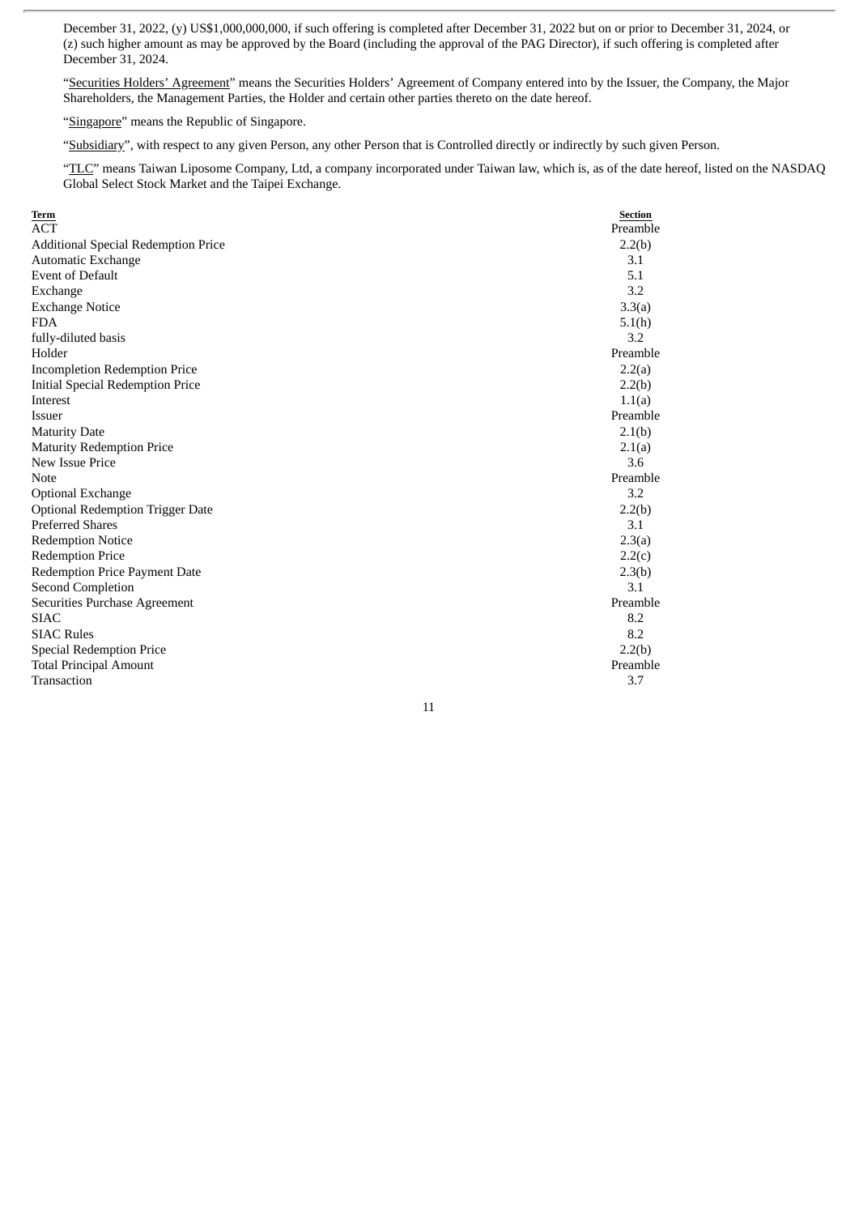December 31, 2022, (y) US$1,000,000,000, if such offering is completed after December 31, 2022 but on or prior to December 31, 2024, or (z) such higher amount as may be approved by the Board (including the approval of the PAG Director), if such offering is completed after December 31, 2024.

"Securities Holders' Agreement" means the Securities Holders' Agreement of Company entered into by the Issuer, the Company, the Major Shareholders, the Management Parties, the Holder and certain other parties thereto on the date hereof.

"Singapore" means the Republic of Singapore.

"Subsidiary", with respect to any given Person, any other Person that is Controlled directly or indirectly by such given Person.

"TLC" means Taiwan Liposome Company, Ltd, a company incorporated under Taiwan law, which is, as of the date hereof, listed on the NASDAQ Global Select Stock Market and the Taipei Exchange.

| Term | Section |
|---|---|
| ACT | Preamble |
| Additional Special Redemption Price | 2.2(b) |
| Automatic Exchange | 3.1 |
| Event of Default | 5.1 |
| Exchange | 3.2 |
| Exchange Notice | 3.3(a) |
| FDA | 5.1(h) |
| fully-diluted basis | 3.2 |
| Holder | Preamble |
| Incompletion Redemption Price | 2.2(a) |
| Initial Special Redemption Price | 2.2(b) |
| Interest | 1.1(a) |
| Issuer | Preamble |
| Maturity Date | 2.1(b) |
| Maturity Redemption Price | 2.1(a) |
| New Issue Price | 3.6 |
| Note | Preamble |
| Optional Exchange | 3.2 |
| Optional Redemption Trigger Date | 2.2(b) |
| Preferred Shares | 3.1 |
| Redemption Notice | 2.3(a) |
| Redemption Price | 2.2(c) |
| Redemption Price Payment Date | 2.3(b) |
| Second Completion | 3.1 |
| Securities Purchase Agreement | Preamble |
| SIAC | 8.2 |
| SIAC Rules | 8.2 |
| Special Redemption Price | 2.2(b) |
| Total Principal Amount | Preamble |
| Transaction | 3.7 |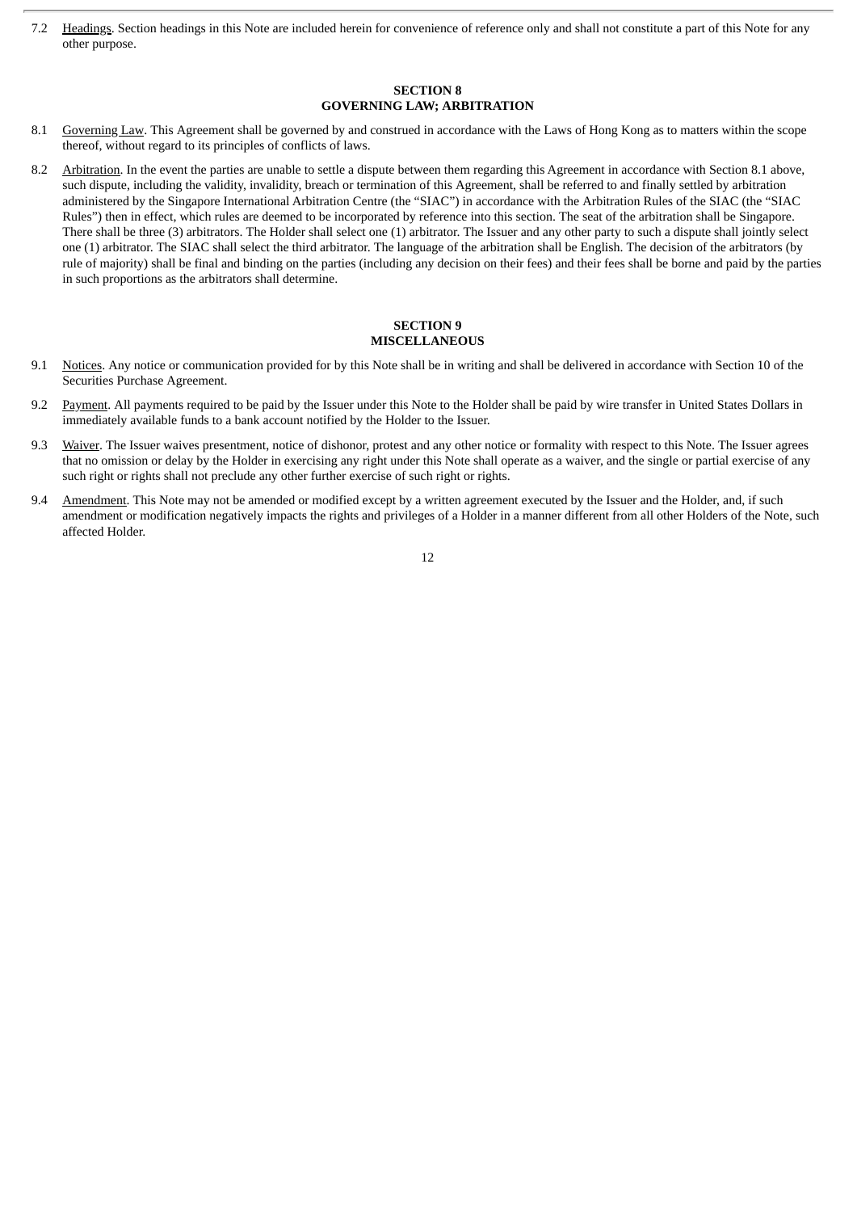7.2 Headings. Section headings in this Note are included herein for convenience of reference only and shall not constitute a part of this Note for any other purpose.

## SECTION 8
## GOVERNING LAW; ARBITRATION

8.1 Governing Law. This Agreement shall be governed by and construed in accordance with the Laws of Hong Kong as to matters within the scope thereof, without regard to its principles of conflicts of laws.

8.2 Arbitration. In the event the parties are unable to settle a dispute between them regarding this Agreement in accordance with Section 8.1 above, such dispute, including the validity, invalidity, breach or termination of this Agreement, shall be referred to and finally settled by arbitration administered by the Singapore International Arbitration Centre (the "SIAC") in accordance with the Arbitration Rules of the SIAC (the "SIAC Rules") then in effect, which rules are deemed to be incorporated by reference into this section. The seat of the arbitration shall be Singapore. There shall be three (3) arbitrators. The Holder shall select one (1) arbitrator. The Issuer and any other party to such a dispute shall jointly select one (1) arbitrator. The SIAC shall select the third arbitrator. The language of the arbitration shall be English. The decision of the arbitrators (by rule of majority) shall be final and binding on the parties (including any decision on their fees) and their fees shall be borne and paid by the parties in such proportions as the arbitrators shall determine.

## SECTION 9
## MISCELLANEOUS

9.1 Notices. Any notice or communication provided for by this Note shall be in writing and shall be delivered in accordance with Section 10 of the Securities Purchase Agreement.

9.2 Payment. All payments required to be paid by the Issuer under this Note to the Holder shall be paid by wire transfer in United States Dollars in immediately available funds to a bank account notified by the Holder to the Issuer.

9.3 Waiver. The Issuer waives presentment, notice of dishonor, protest and any other notice or formality with respect to this Note. The Issuer agrees that no omission or delay by the Holder in exercising any right under this Note shall operate as a waiver, and the single or partial exercise of any such right or rights shall not preclude any other further exercise of such right or rights.

9.4 Amendment. This Note may not be amended or modified except by a written agreement executed by the Issuer and the Holder, and, if such amendment or modification negatively impacts the rights and privileges of a Holder in a manner different from all other Holders of the Note, such affected Holder.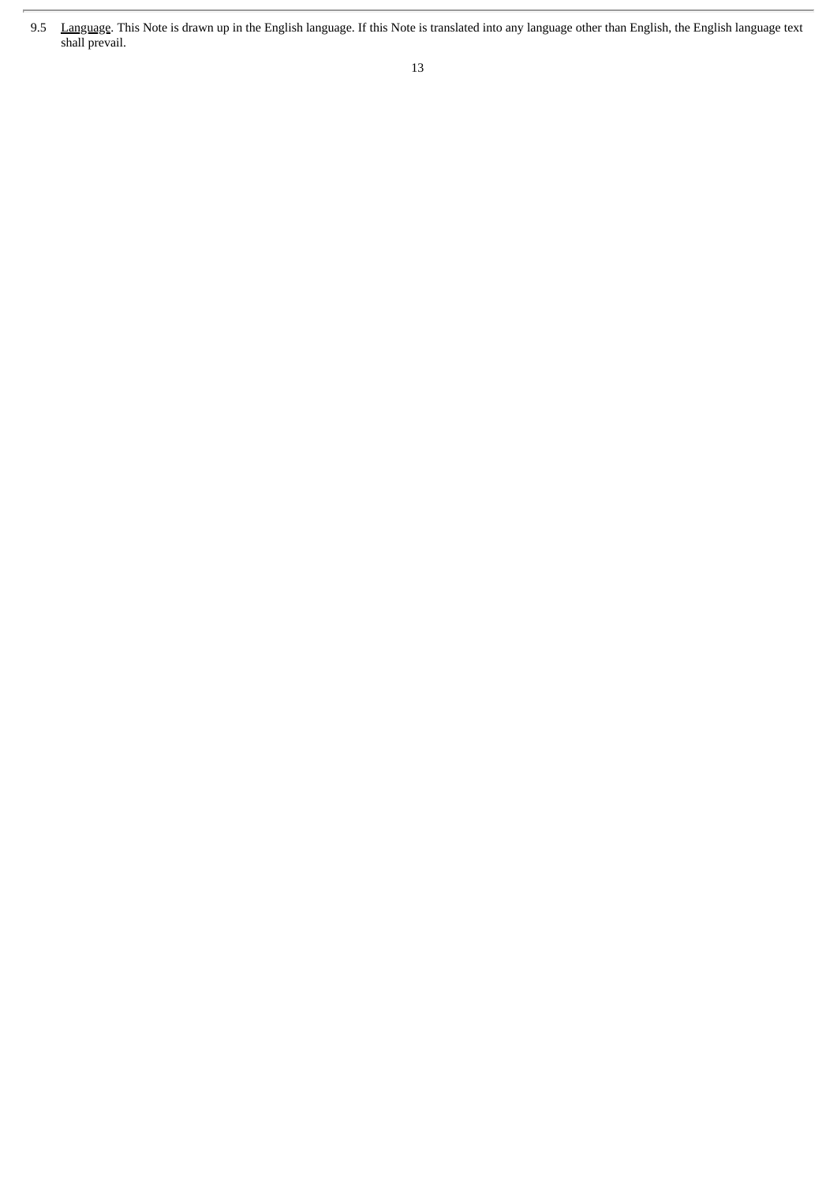9.5 Language. This Note is drawn up in the English language. If this Note is translated into any language other than English, the English language text shall prevail.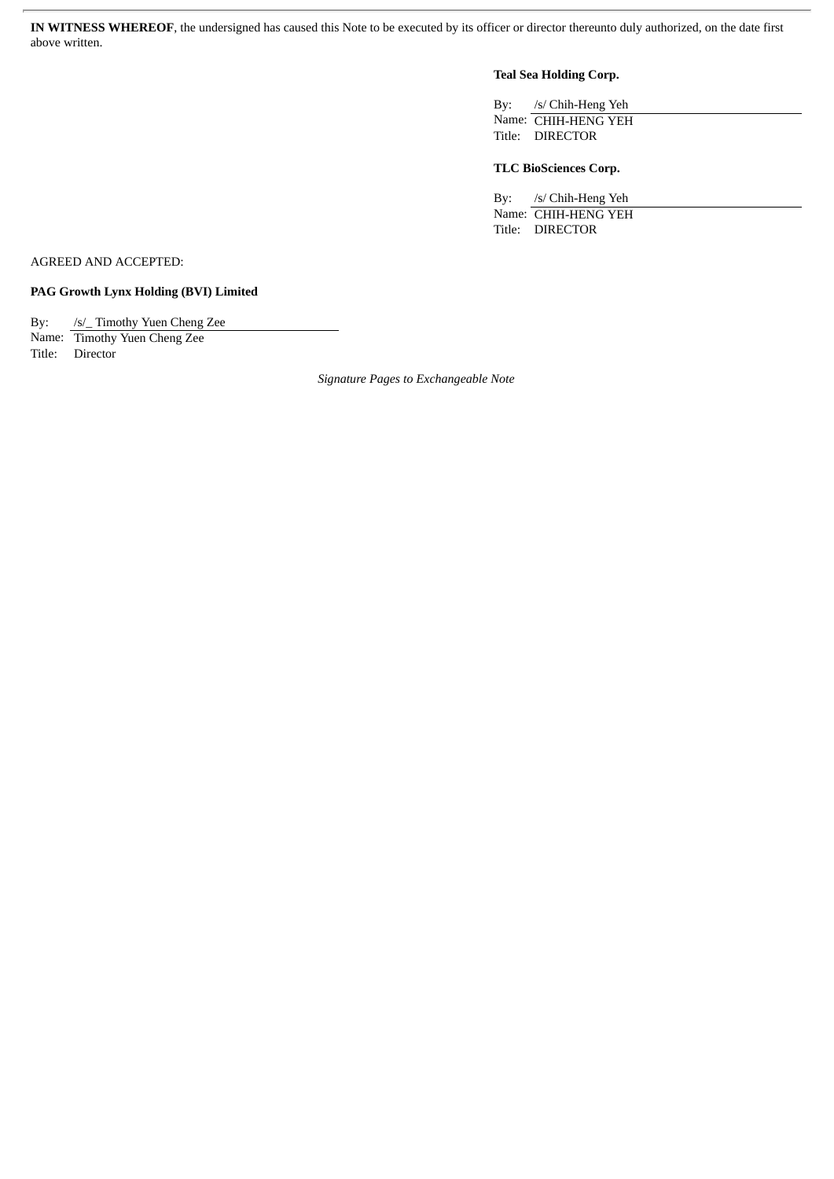**IN WITNESS WHEREOF**, the undersigned has caused this Note to be executed by its officer or director thereunto duly authorized, on the date first above written.

**Teal Sea Holding Corp.**

By: /s/ Chih-Heng Yeh
Name: CHIH-HENG YEH
Title: DIRECTOR

**TLC BioSciences Corp.**

By: /s/ Chih-Heng Yeh
Name: CHIH-HENG YEH
Title: DIRECTOR

AGREED AND ACCEPTED:

**PAG Growth Lynx Holding (BVI) Limited**

By: /s/_ Timothy Yuen Cheng Zee
Name: Timothy Yuen Cheng Zee
Title: Director

*Signature Pages to Exchangeable Note*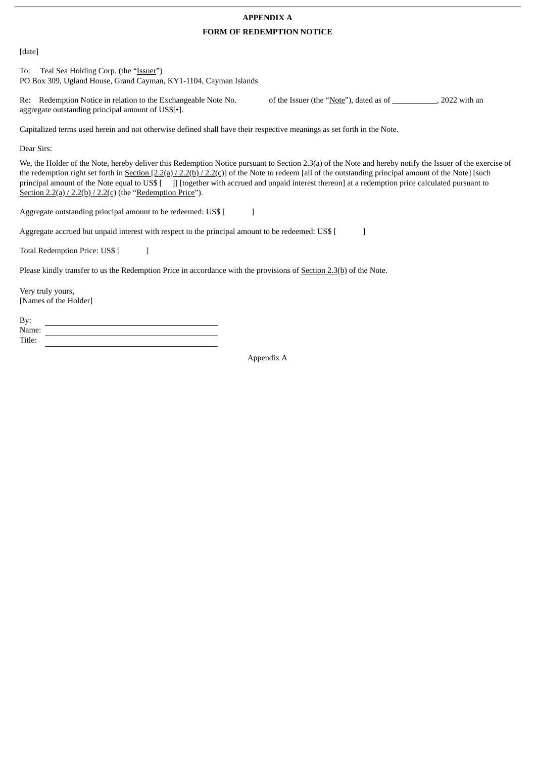**APPENDIX A**

**FORM OF REDEMPTION NOTICE**

[date]

To: Teal Sea Holding Corp. (the "Issuer")
PO Box 309, Ugland House, Grand Cayman, KY1-1104, Cayman Islands

Re: Redemption Notice in relation to the Exchangeable Note No. of the Issuer (the "Note"), dated as of ___________, 2022 with an aggregate outstanding principal amount of US$[•].

Capitalized terms used herein and not otherwise defined shall have their respective meanings as set forth in the Note.

Dear Sirs:

We, the Holder of the Note, hereby deliver this Redemption Notice pursuant to Section 2.3(a) of the Note and hereby notify the Issuer of the exercise of the redemption right set forth in Section [2.2(a) / 2.2(b) / 2.2(c)] of the Note to redeem [all of the outstanding principal amount of the Note] [such principal amount of the Note equal to US$ [ ]] [together with accrued and unpaid interest thereon] at a redemption price calculated pursuant to Section 2.2(a) / 2.2(b) / 2.2(c) (the "Redemption Price").

Aggregate outstanding principal amount to be redeemed: US$ [ ]

Aggregate accrued but unpaid interest with respect to the principal amount to be redeemed: US$ [ ]

Total Redemption Price: US$ [ ]

Please kindly transfer to us the Redemption Price in accordance with the provisions of Section 2.3(b) of the Note.

Very truly yours,
[Names of the Holder]

By: ______________________________
Name: ______________________________
Title: ______________________________

Appendix A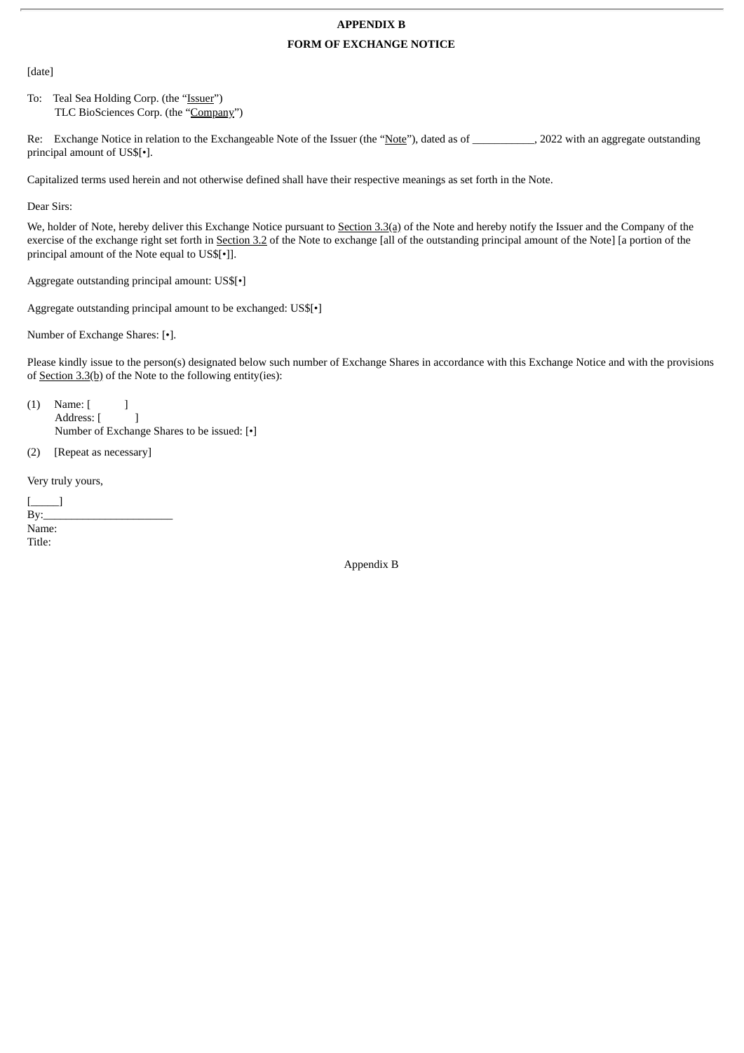# APPENDIX B

## FORM OF EXCHANGE NOTICE

[date]

To: Teal Sea Holding Corp. (the "Issuer")
TLC BioSciences Corp. (the "Company")

Re: Exchange Notice in relation to the Exchangeable Note of the Issuer (the "Note"), dated as of ___________, 2022 with an aggregate outstanding principal amount of US$[•].

Capitalized terms used herein and not otherwise defined shall have their respective meanings as set forth in the Note.

Dear Sirs:

We, holder of Note, hereby deliver this Exchange Notice pursuant to Section 3.3(a) of the Note and hereby notify the Issuer and the Company of the exercise of the exchange right set forth in Section 3.2 of the Note to exchange [all of the outstanding principal amount of the Note] [a portion of the principal amount of the Note equal to US$[•]].

Aggregate outstanding principal amount: US$[•]

Aggregate outstanding principal amount to be exchanged: US$[•]

Number of Exchange Shares: [•].

Please kindly issue to the person(s) designated below such number of Exchange Shares in accordance with this Exchange Notice and with the provisions of Section 3.3(b) of the Note to the following entity(ies):

(1) Name: [ ]
Address: [ ]
Number of Exchange Shares to be issued: [•]

(2) [Repeat as necessary]

Very truly yours,

[_____]
By:_______________________
Name:
Title: